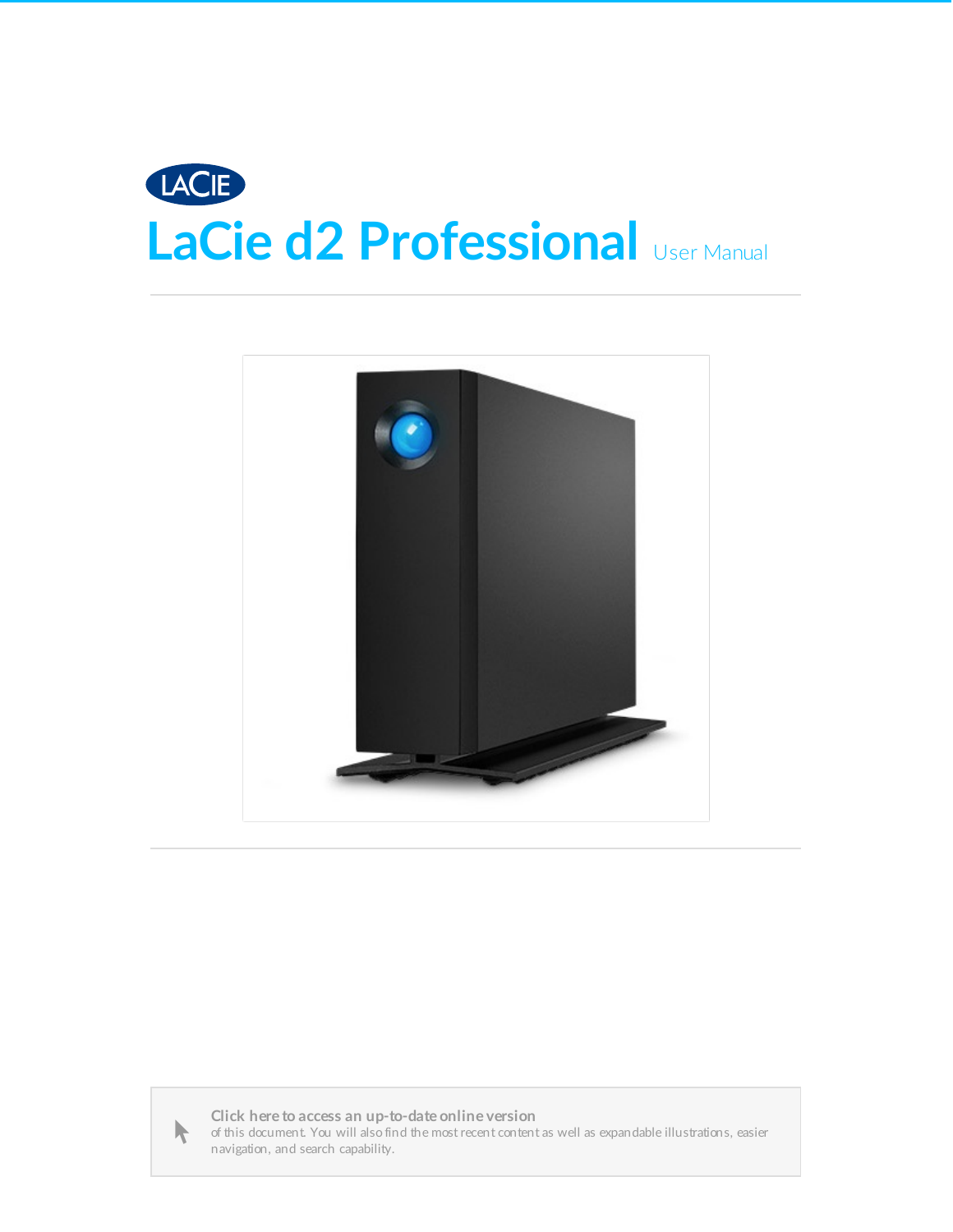# LaCie d2 Professional User Manual

**Click here to access an up-to-date online version** of this document. You will also find the most recent content as well as expandable illustrations, easier navigation, and search capability.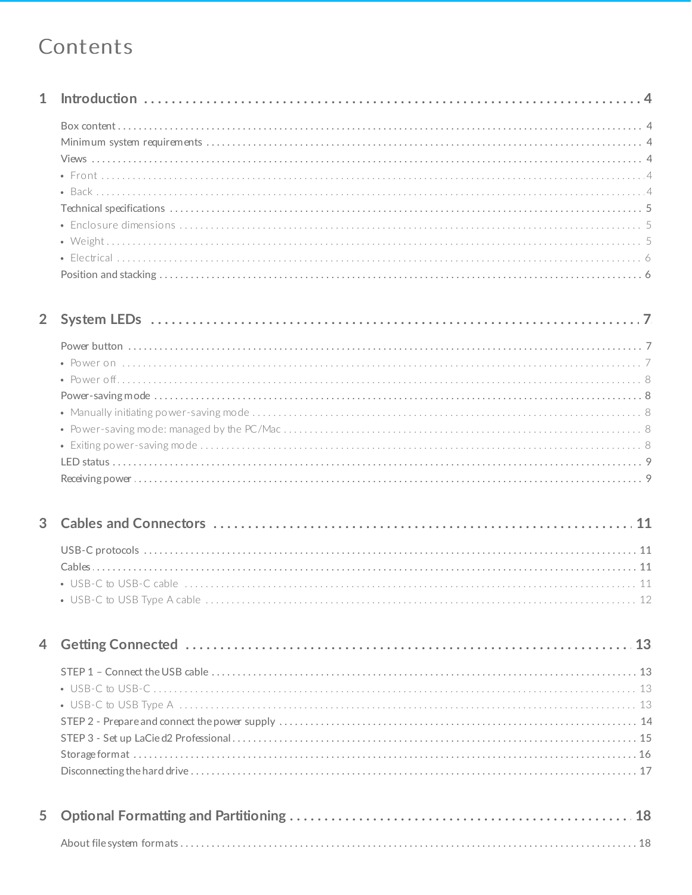# Contents

## 1 Introduction ..... 4

- Box content ..... 4
- Minimum system requirements ..... 4
- Views ..... 4
  - Front ..... 4
  - Back ..... 4
- Technical specifications ..... 5
  - Enclosure dimensions ..... 5
  - Weight ..... 5
  - Electrical ..... 6
- Position and stacking ..... 6

## 2 System LEDs ..... 7

- Power button ..... 7
  - Power on ..... 7
  - Power off ..... 8
- Power-saving mode ..... 8
  - Manually initiating power-saving mode ..... 8
  - Power-saving mode: managed by the PC/Mac ..... 8
  - Exiting power-saving mode ..... 8
- LED status ..... 9
- Receiving power ..... 9

## 3 Cables and Connectors ..... 11

- USB-C protocols ..... 11
- Cables ..... 11
  - USB-C to USB-C cable ..... 11
  - USB-C to USB Type A cable ..... 12

## 4 Getting Connected ..... 13

- STEP 1 – Connect the USB cable ..... 13
  - USB-C to USB-C ..... 13
  - USB-C to USB Type A ..... 13
- STEP 2 - Prepare and connect the power supply ..... 14
- STEP 3 - Set up LaCie d2 Professional ..... 15
- Storage format ..... 16
- Disconnecting the hard drive ..... 17

## 5 Optional Formatting and Partitioning ..... 18

- About file system formats ..... 18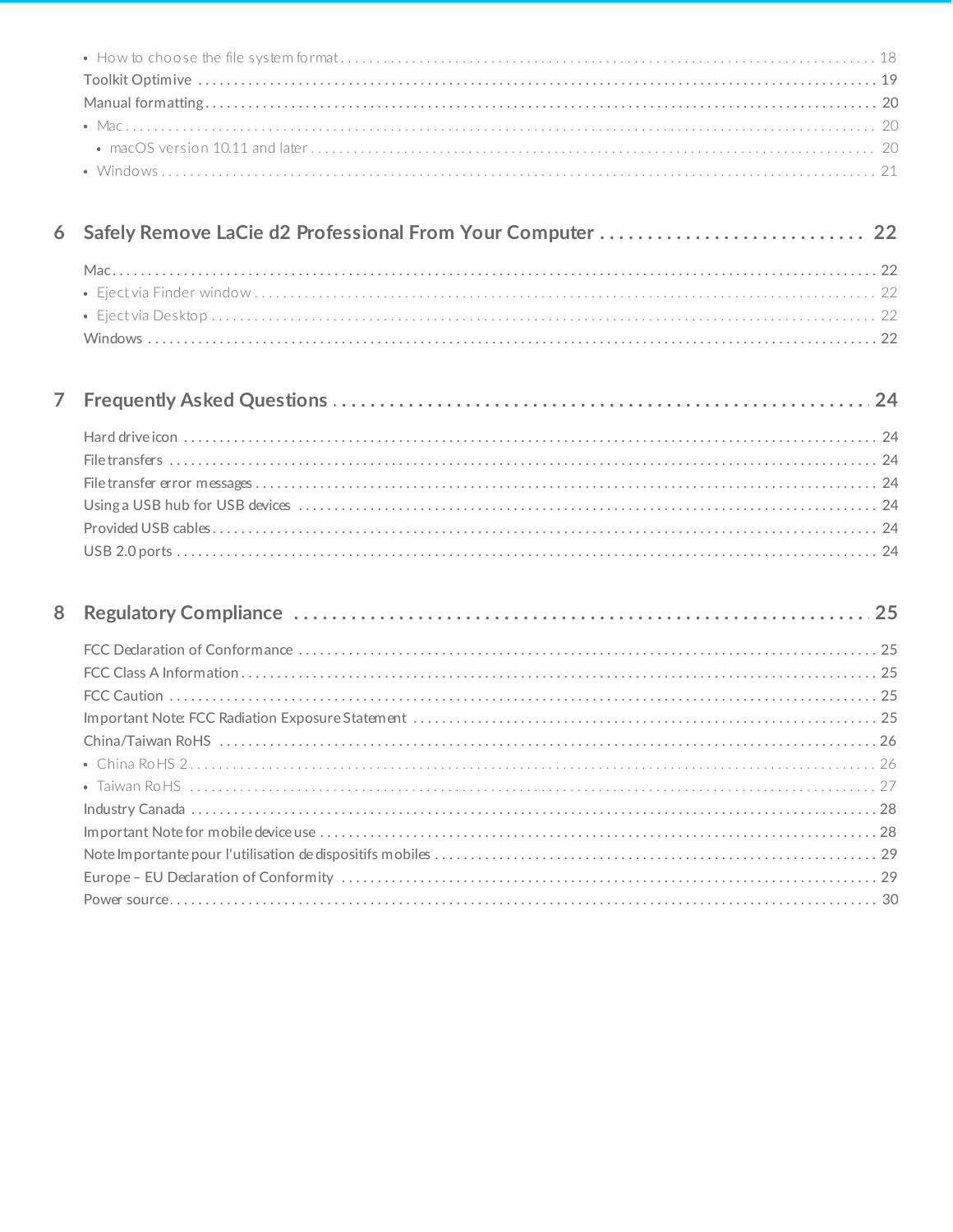- How to choose the file system format . . . . . . . . . . 18

Toolkit Optimive . . . . . . . . . . 19

Manual formatting . . . . . . . . . . 20

- Mac . . . . . . . . . . 20
  - macOS version 10.11 and later . . . . . . . . . . 20
- Windows . . . . . . . . . . 21

## 6 Safely Remove LaCie d2 Professional From Your Computer . . . . . . . . . . 22

Mac . . . . . . . . . . 22

- Eject via Finder window . . . . . . . . . . 22
- Eject via Desktop . . . . . . . . . . 22

Windows . . . . . . . . . . 22

## 7 Frequently Asked Questions . . . . . . . . . . 24

Hard drive icon . . . . . . . . . . 24

File transfers . . . . . . . . . . 24

File transfer error messages . . . . . . . . . . 24

Using a USB hub for USB devices . . . . . . . . . . 24

Provided USB cables . . . . . . . . . . 24

USB 2.0 ports . . . . . . . . . . 24

## 8 Regulatory Compliance . . . . . . . . . . 25

FCC Declaration of Conformance . . . . . . . . . . 25

FCC Class A Information . . . . . . . . . . 25

FCC Caution . . . . . . . . . . 25

Important Note: FCC Radiation Exposure Statement . . . . . . . . . . 25

China/Taiwan RoHS . . . . . . . . . . 26

- China RoHS 2 . . . . . . . . . . 26
- Taiwan RoHS . . . . . . . . . . 27

Industry Canada . . . . . . . . . . 28

Important Note for mobile device use . . . . . . . . . . 28

Note Importante pour l'utilisation de dispositifs mobiles . . . . . . . . . . 29

Europe – EU Declaration of Conformity . . . . . . . . . . 29

Power source . . . . . . . . . . 30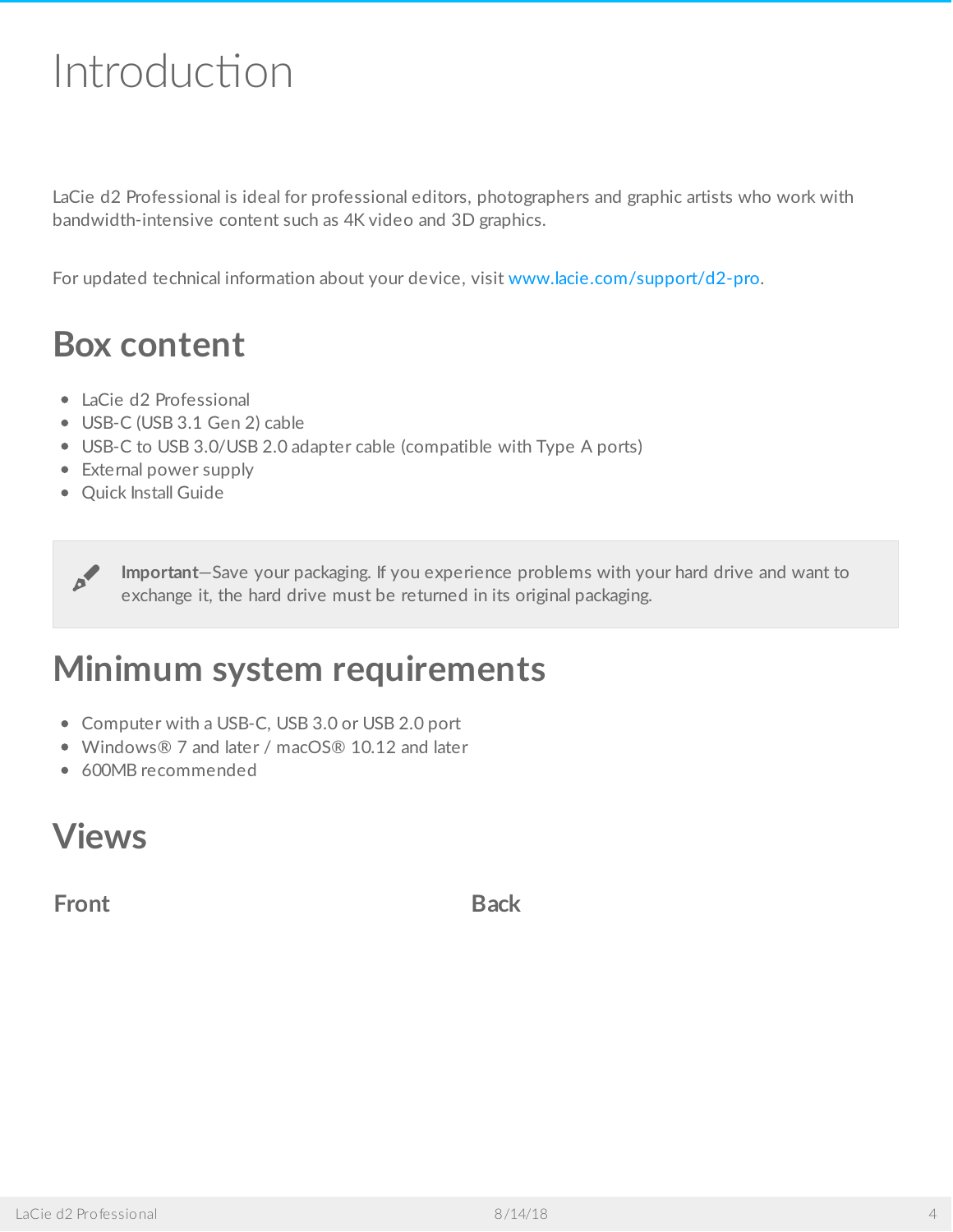# Introduction

LaCie d2 Professional is ideal for professional editors, photographers and graphic artists who work with bandwidth-intensive content such as 4K video and 3D graphics.

For updated technical information about your device, visit www.lacie.com/support/d2-pro.

## Box content

- LaCie d2 Professional
- USB-C (USB 3.1 Gen 2) cable
- USB-C to USB 3.0/USB 2.0 adapter cable (compatible with Type A ports)
- External power supply
- Quick Install Guide

**Important**—Save your packaging. If you experience problems with your hard drive and want to exchange it, the hard drive must be returned in its original packaging.

## Minimum system requirements

- Computer with a USB-C, USB 3.0 or USB 2.0 port
- Windows® 7 and later / macOS® 10.12 and later
- 600MB recommended

## Views

### Front

### Back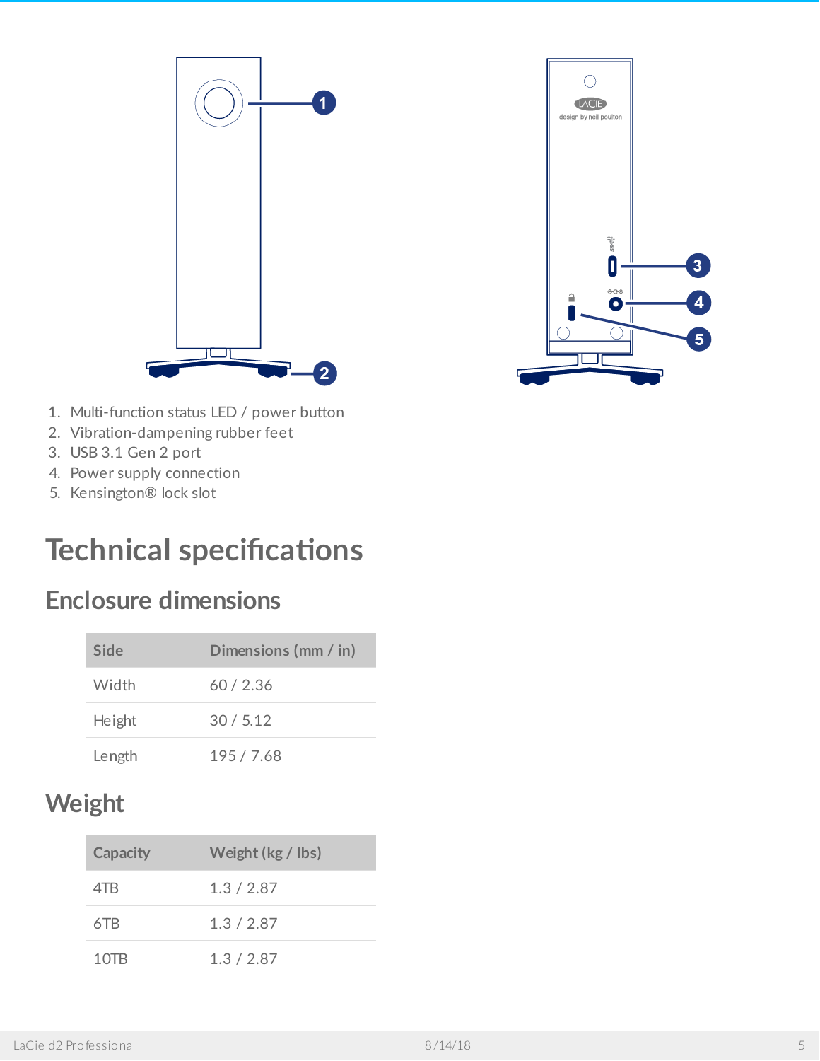1. Multi-function status LED / power button
2. Vibration-dampening rubber feet
3. USB 3.1 Gen 2 port
4. Power supply connection
5. Kensington® lock slot

# Technical specifications

## Enclosure dimensions

| Side | Dimensions (mm / in) |
|---|---|
| Width | 60 / 2.36 |
| Height | 30 / 5.12 |
| Length | 195 / 7.68 |

## Weight

| Capacity | Weight (kg / lbs) |
|---|---|
| 4TB | 1.3 / 2.87 |
| 6TB | 1.3 / 2.87 |
| 10TB | 1.3 / 2.87 |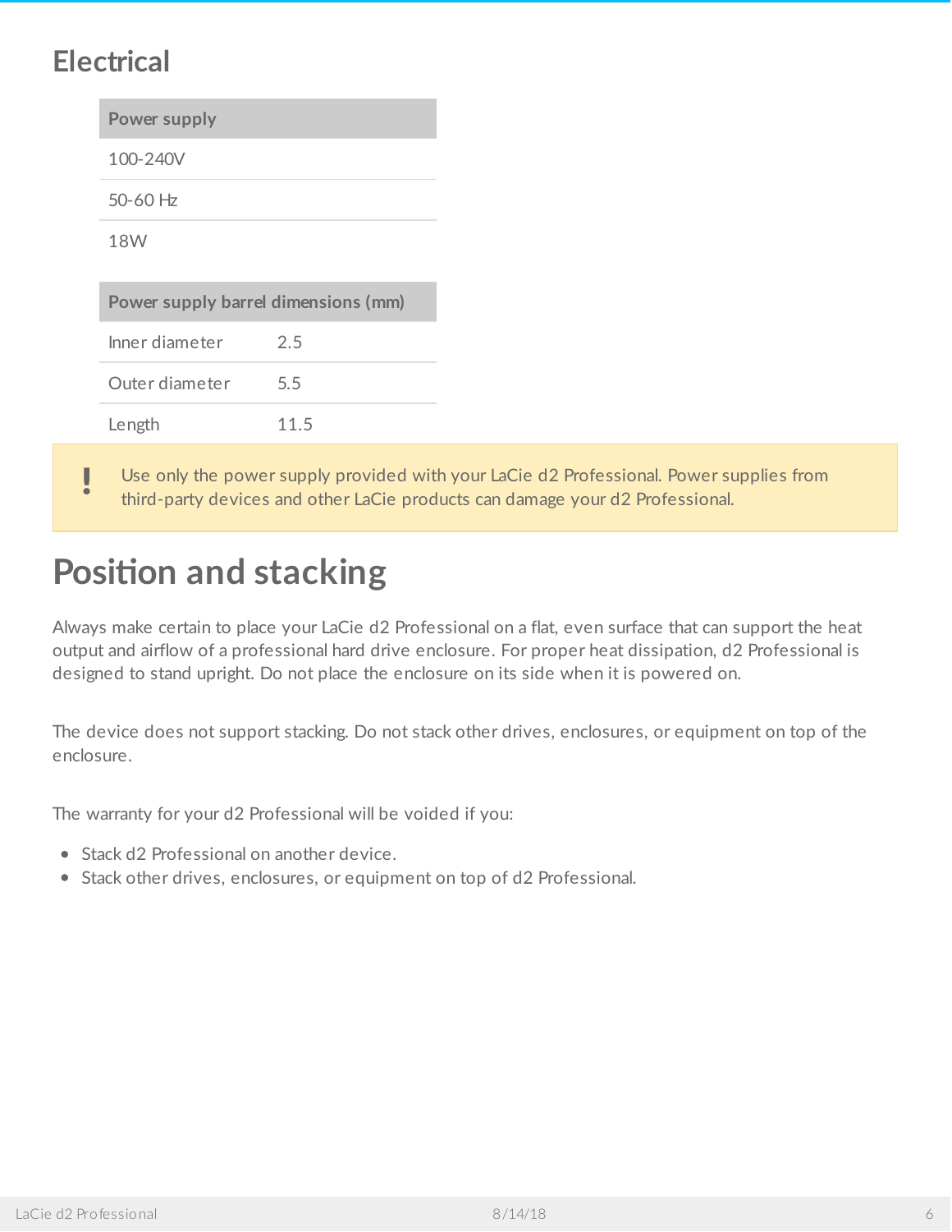## Electrical

| Power supply |
| --- |
| 100-240V |
| 50-60 Hz |
| 18W |

| Power supply barrel dimensions (mm) | |
| --- | --- |
| Inner diameter | 2.5 |
| Outer diameter | 5.5 |
| Length | 11.5 |

> **!** Use only the power supply provided with your LaCie d2 Professional. Power supplies from third-party devices and other LaCie products can damage your d2 Professional.

# Position and stacking

Always make certain to place your LaCie d2 Professional on a flat, even surface that can support the heat output and airflow of a professional hard drive enclosure. For proper heat dissipation, d2 Professional is designed to stand upright. Do not place the enclosure on its side when it is powered on.

The device does not support stacking. Do not stack other drives, enclosures, or equipment on top of the enclosure.

The warranty for your d2 Professional will be voided if you:

- Stack d2 Professional on another device.
- Stack other drives, enclosures, or equipment on top of d2 Professional.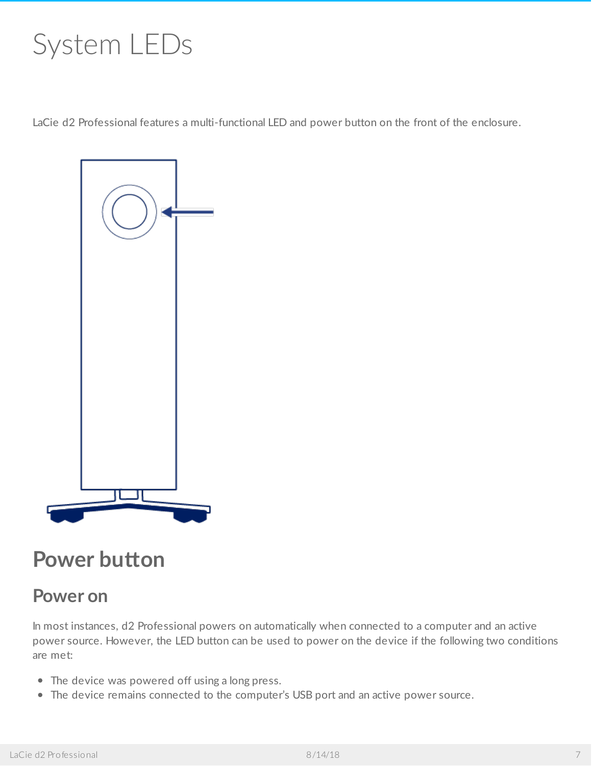# System LEDs

LaCie d2 Professional features a multi-functional LED and power button on the front of the enclosure.

## Power button

### Power on

In most instances, d2 Professional powers on automatically when connected to a computer and an active power source. However, the LED button can be used to power on the device if the following two conditions are met:

- The device was powered off using a long press.
- The device remains connected to the computer's USB port and an active power source.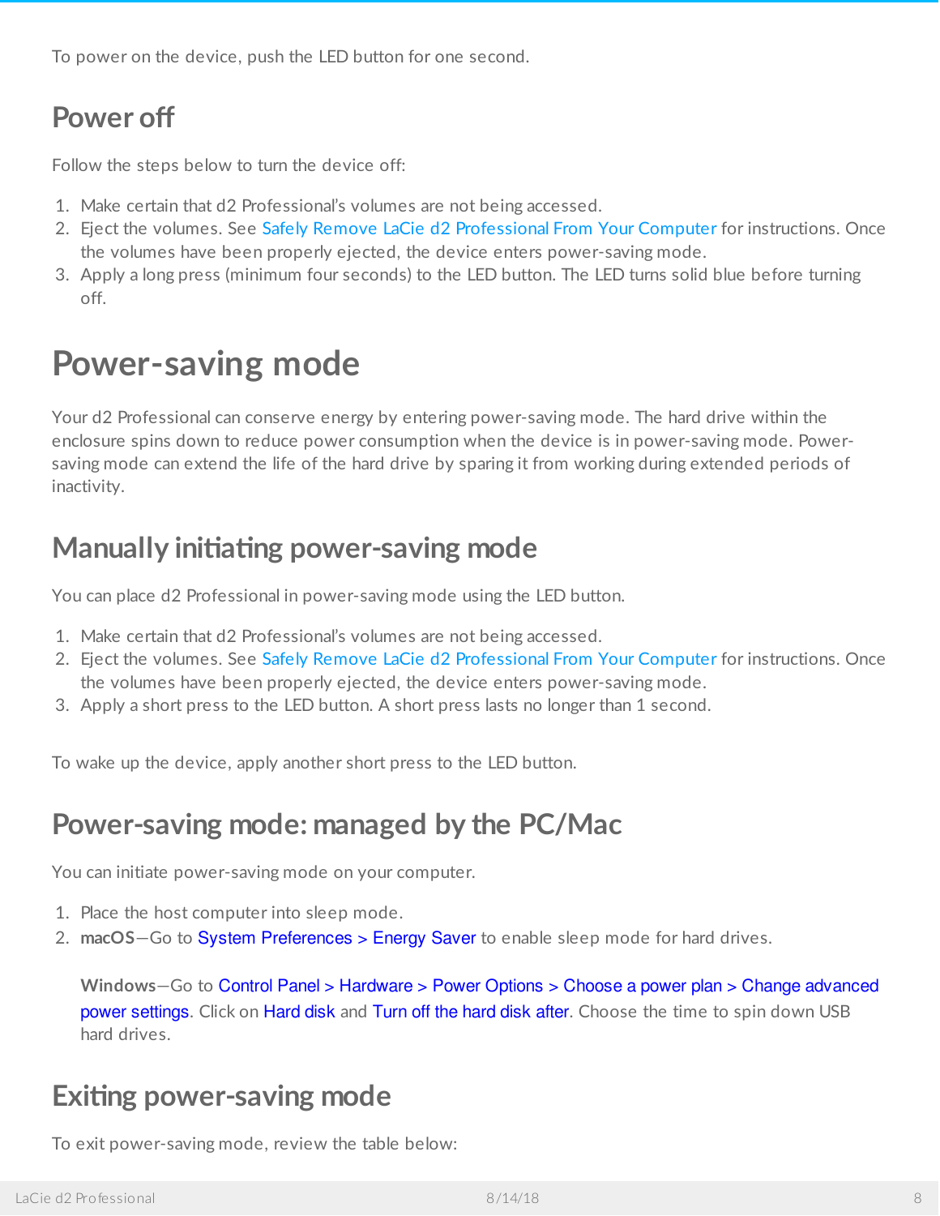To power on the device, push the LED button for one second.

## Power off

Follow the steps below to turn the device off:

1. Make certain that d2 Professional's volumes are not being accessed.
2. Eject the volumes. See Safely Remove LaCie d2 Professional From Your Computer for instructions. Once the volumes have been properly ejected, the device enters power-saving mode.
3. Apply a long press (minimum four seconds) to the LED button. The LED turns solid blue before turning off.

# Power-saving mode

Your d2 Professional can conserve energy by entering power-saving mode. The hard drive within the enclosure spins down to reduce power consumption when the device is in power-saving mode. Power-saving mode can extend the life of the hard drive by sparing it from working during extended periods of inactivity.

## Manually initiating power-saving mode

You can place d2 Professional in power-saving mode using the LED button.

1. Make certain that d2 Professional's volumes are not being accessed.
2. Eject the volumes. See Safely Remove LaCie d2 Professional From Your Computer for instructions. Once the volumes have been properly ejected, the device enters power-saving mode.
3. Apply a short press to the LED button. A short press lasts no longer than 1 second.

To wake up the device, apply another short press to the LED button.

## Power-saving mode: managed by the PC/Mac

You can initiate power-saving mode on your computer.

1. Place the host computer into sleep mode.
2. **macOS**—Go to System Preferences > Energy Saver to enable sleep mode for hard drives.

   **Windows**—Go to Control Panel > Hardware > Power Options > Choose a power plan > Change advanced power settings. Click on Hard disk and Turn off the hard disk after. Choose the time to spin down USB hard drives.

## Exiting power-saving mode

To exit power-saving mode, review the table below: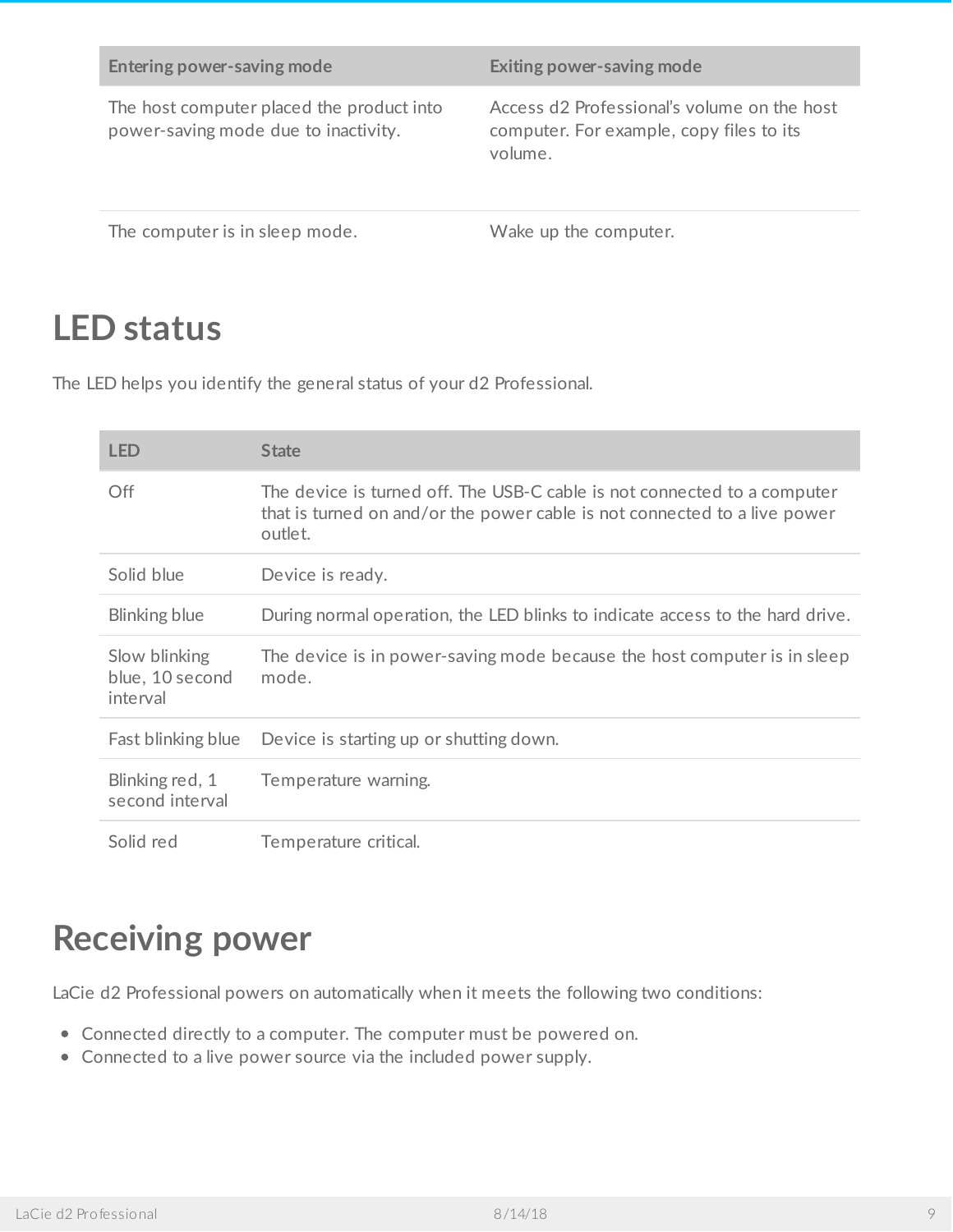| Entering power-saving mode | Exiting power-saving mode |
| --- | --- |
| The host computer placed the product into power-saving mode due to inactivity. | Access d2 Professional's volume on the host computer. For example, copy files to its volume. |
| The computer is in sleep mode. | Wake up the computer. |

## LED status

The LED helps you identify the general status of your d2 Professional.

| LED | State |
| --- | --- |
| Off | The device is turned off. The USB-C cable is not connected to a computer that is turned on and/or the power cable is not connected to a live power outlet. |
| Solid blue | Device is ready. |
| Blinking blue | During normal operation, the LED blinks to indicate access to the hard drive. |
| Slow blinking blue, 10 second interval | The device is in power-saving mode because the host computer is in sleep mode. |
| Fast blinking blue | Device is starting up or shutting down. |
| Blinking red, 1 second interval | Temperature warning. |
| Solid red | Temperature critical. |

## Receiving power

LaCie d2 Professional powers on automatically when it meets the following two conditions:

- Connected directly to a computer. The computer must be powered on.
- Connected to a live power source via the included power supply.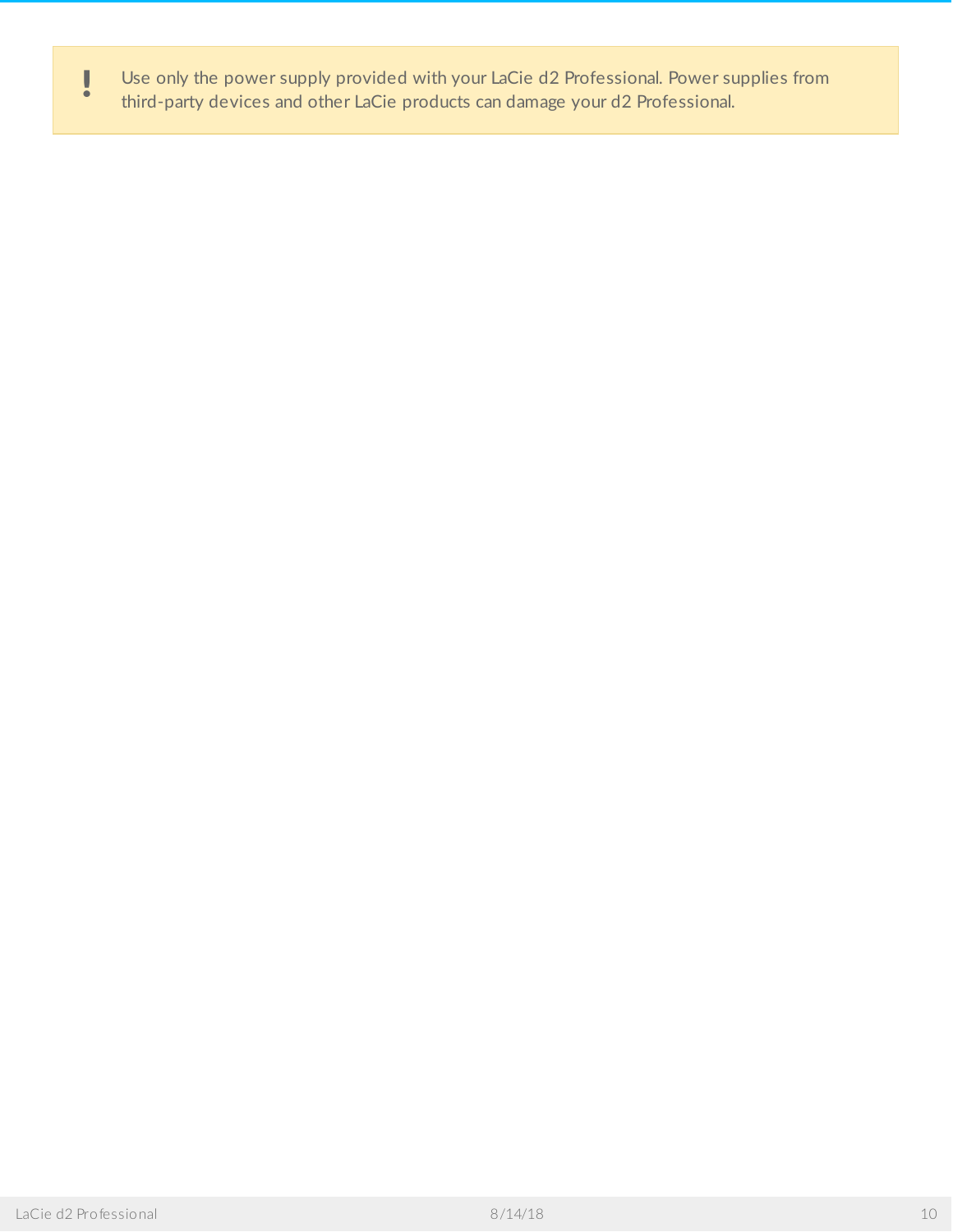> **!** Use only the power supply provided with your LaCie d2 Professional. Power supplies from third-party devices and other LaCie products can damage your d2 Professional.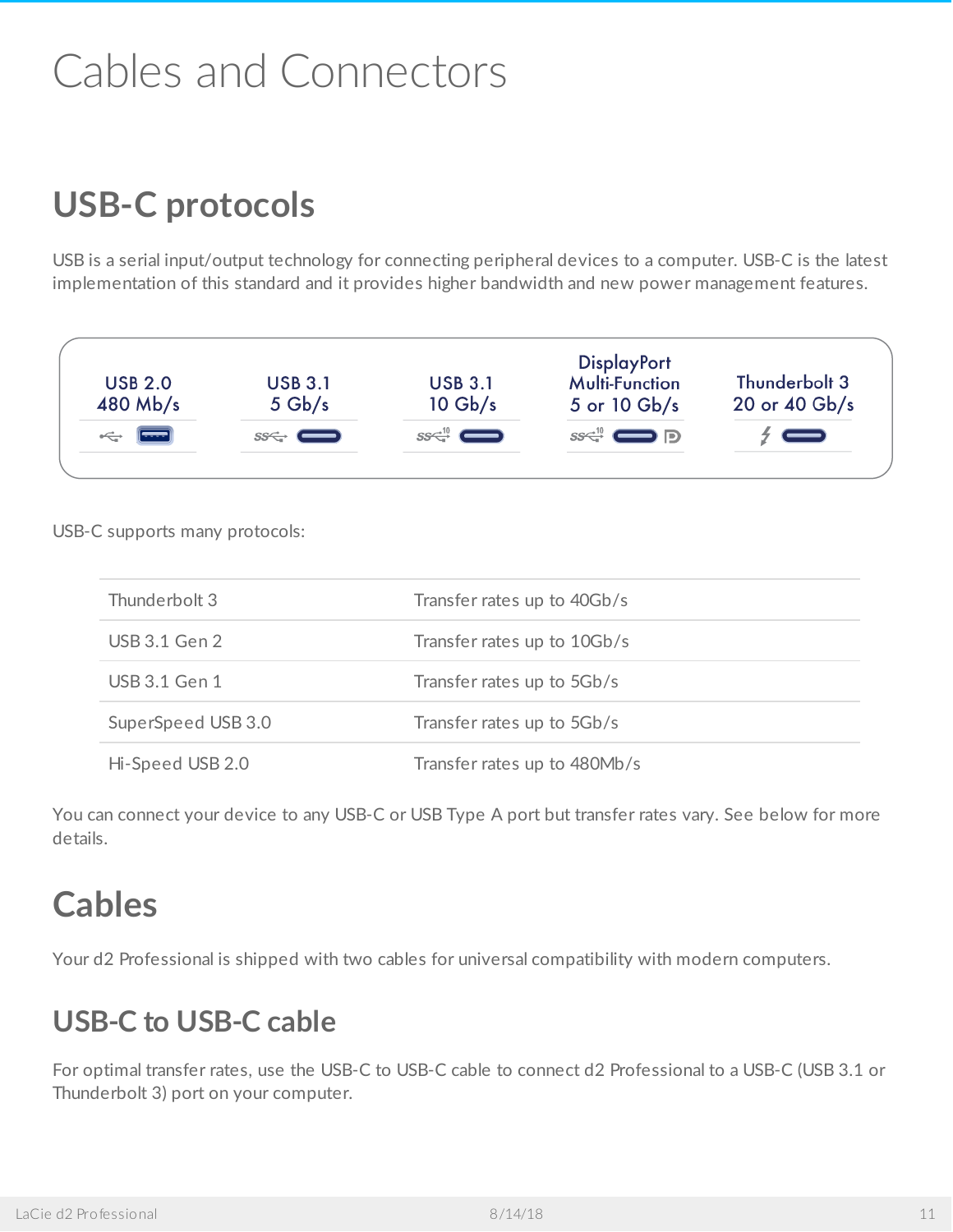# Cables and Connectors

## USB-C protocols

USB is a serial input/output technology for connecting peripheral devices to a computer. USB-C is the latest implementation of this standard and it provides higher bandwidth and new power management features.

| USB 2.0 480 Mb/s | USB 3.1 5 Gb/s | USB 3.1 10 Gb/s | DisplayPort Multi-Function 5 or 10 Gb/s | Thunderbolt 3 20 or 40 Gb/s |
|---|---|---|---|---|

USB-C supports many protocols:

| | |
|---|---|
| Thunderbolt 3 | Transfer rates up to 40Gb/s |
| USB 3.1 Gen 2 | Transfer rates up to 10Gb/s |
| USB 3.1 Gen 1 | Transfer rates up to 5Gb/s |
| SuperSpeed USB 3.0 | Transfer rates up to 5Gb/s |
| Hi-Speed USB 2.0 | Transfer rates up to 480Mb/s |

You can connect your device to any USB-C or USB Type A port but transfer rates vary. See below for more details.

## Cables

Your d2 Professional is shipped with two cables for universal compatibility with modern computers.

### USB-C to USB-C cable

For optimal transfer rates, use the USB-C to USB-C cable to connect d2 Professional to a USB-C (USB 3.1 or Thunderbolt 3) port on your computer.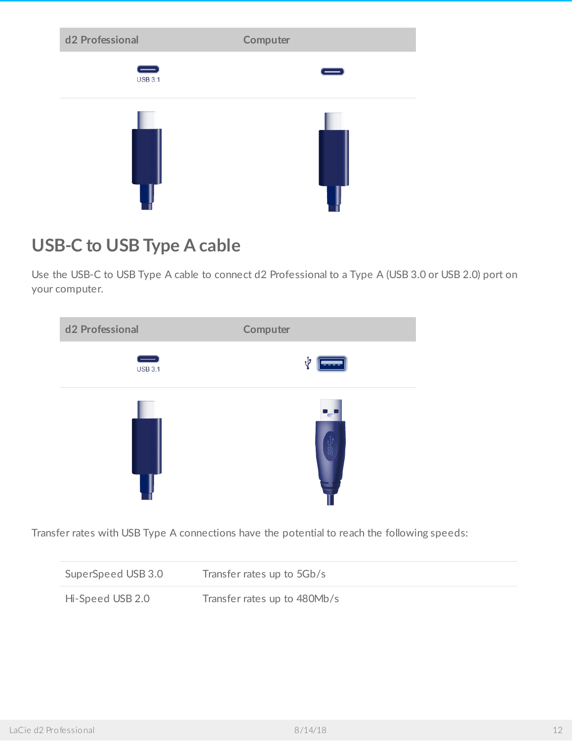| d2 Professional | Computer |
| --- | --- |
| USB 3.1 | |

## USB-C to USB Type A cable

Use the USB-C to USB Type A cable to connect d2 Professional to a Type A (USB 3.0 or USB 2.0) port on your computer.

| d2 Professional | Computer |
| --- | --- |
| USB 3.1 | |

Transfer rates with USB Type A connections have the potential to reach the following speeds:

| SuperSpeed USB 3.0 | Transfer rates up to 5Gb/s |
| --- | --- |
| Hi-Speed USB 2.0 | Transfer rates up to 480Mb/s |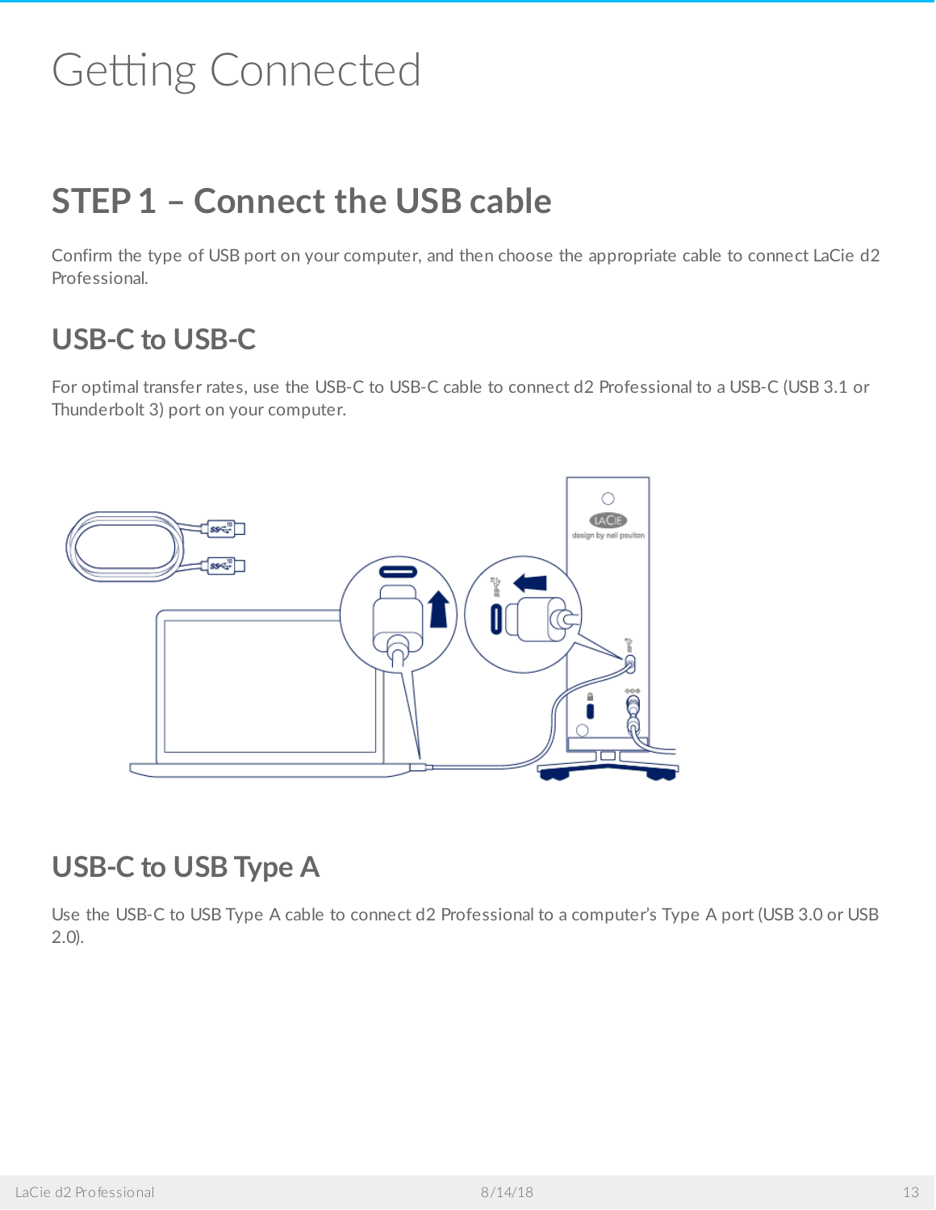# Getting Connected

## STEP 1 – Connect the USB cable

Confirm the type of USB port on your computer, and then choose the appropriate cable to connect LaCie d2 Professional.

### USB-C to USB-C

For optimal transfer rates, use the USB-C to USB-C cable to connect d2 Professional to a USB-C (USB 3.1 or Thunderbolt 3) port on your computer.

### USB-C to USB Type A

Use the USB-C to USB Type A cable to connect d2 Professional to a computer's Type A port (USB 3.0 or USB 2.0).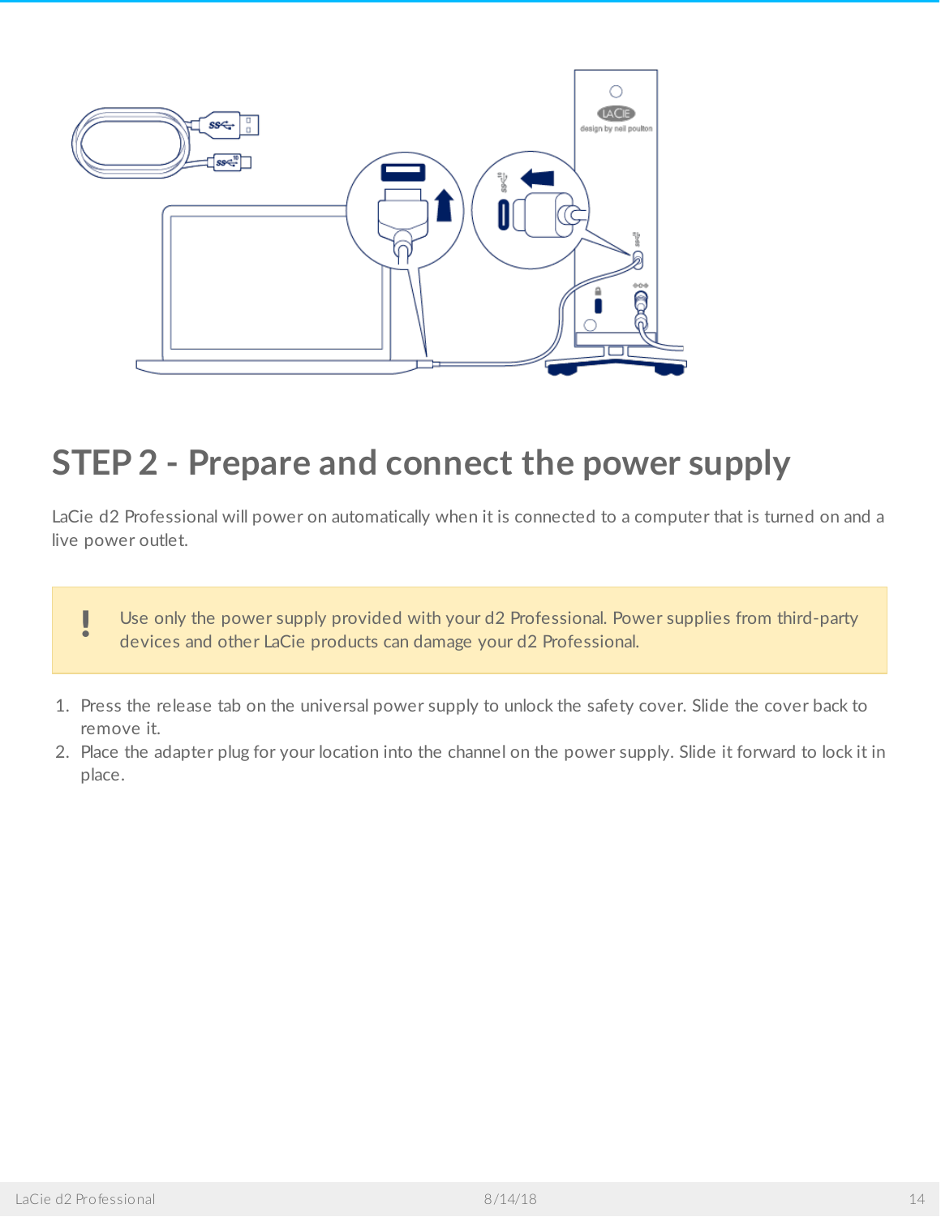## STEP 2 - Prepare and connect the power supply

LaCie d2 Professional will power on automatically when it is connected to a computer that is turned on and a live power outlet.

> **!** Use only the power supply provided with your d2 Professional. Power supplies from third-party devices and other LaCie products can damage your d2 Professional.

1. Press the release tab on the universal power supply to unlock the safety cover. Slide the cover back to remove it.
2. Place the adapter plug for your location into the channel on the power supply. Slide it forward to lock it in place.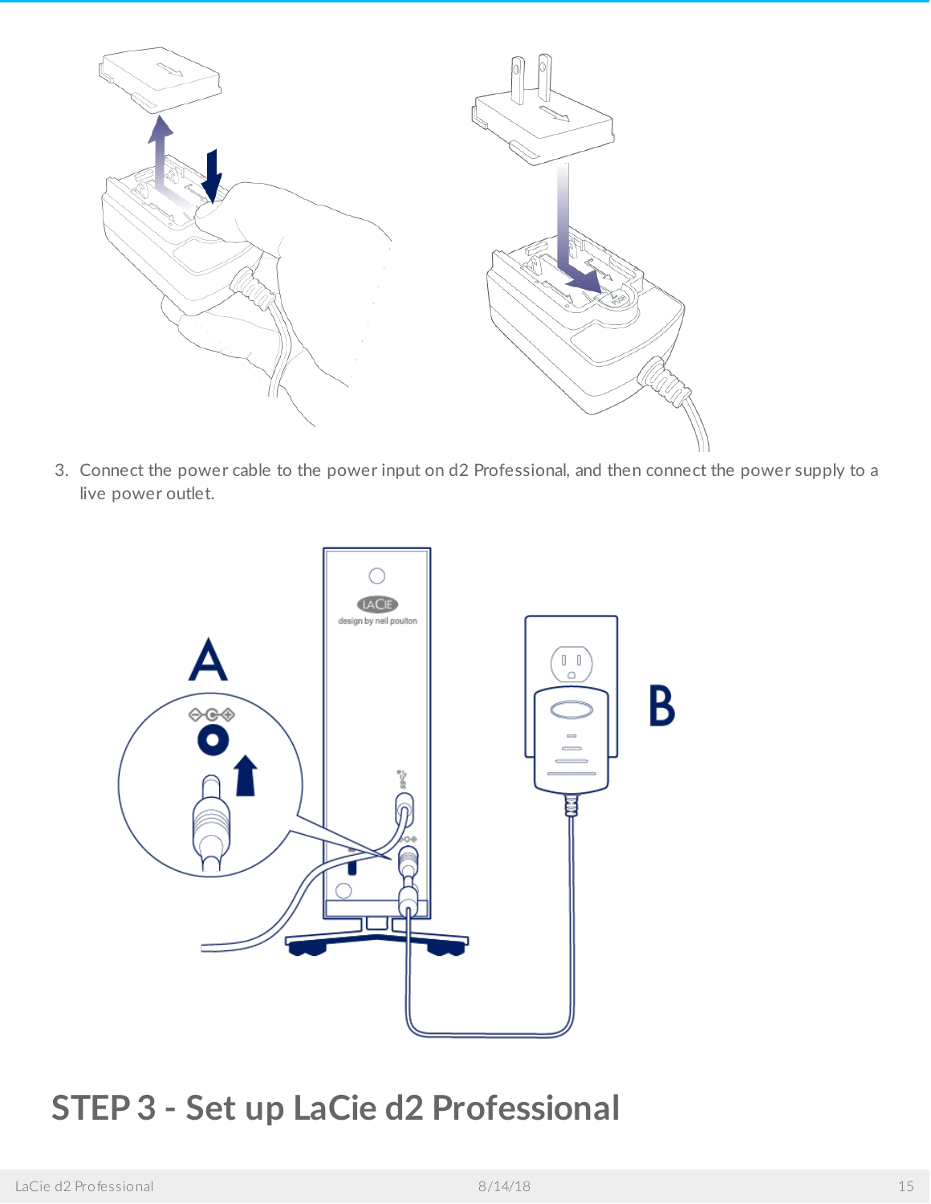3. Connect the power cable to the power input on d2 Professional, and then connect the power supply to a live power outlet.

## STEP 3 - Set up LaCie d2 Professional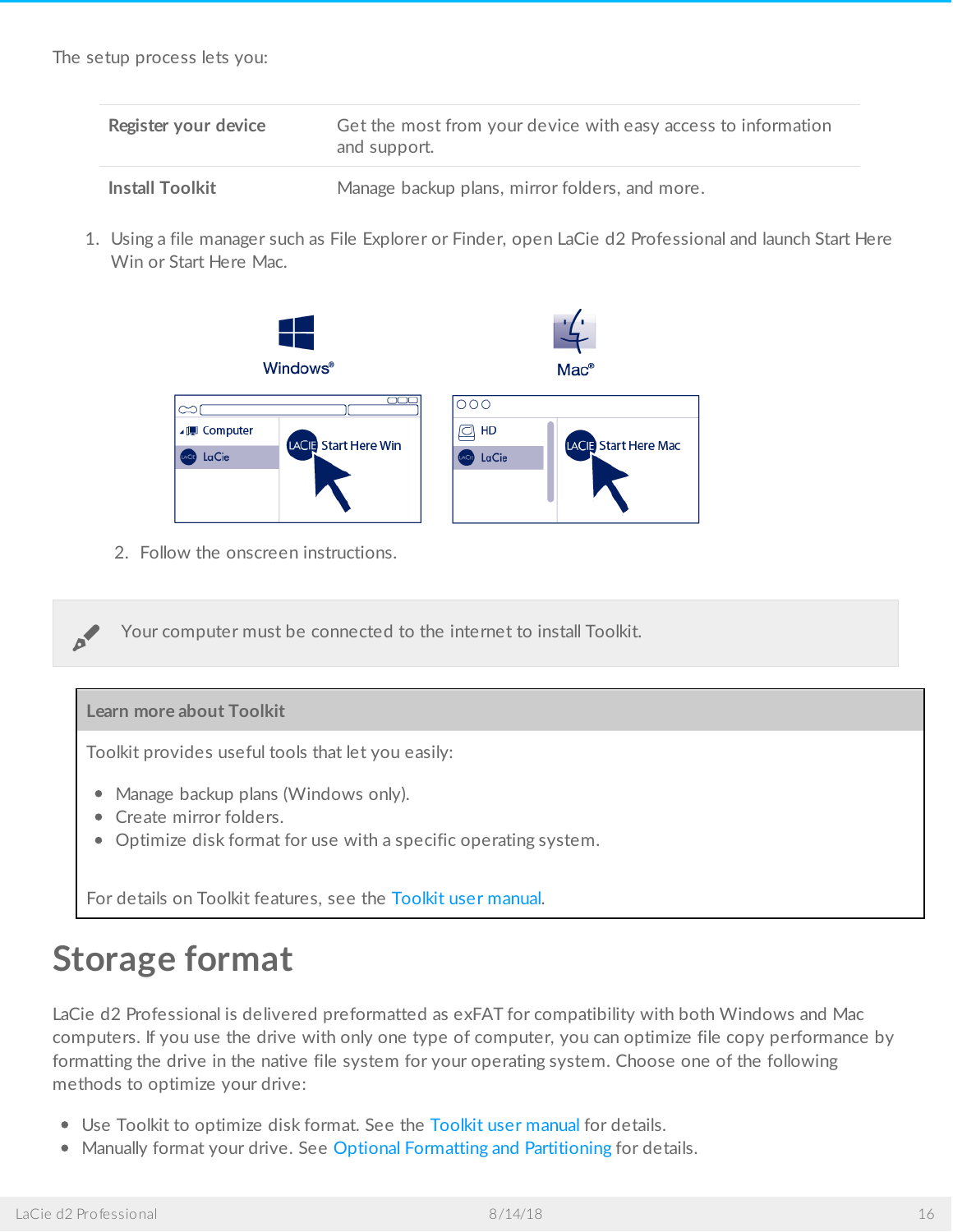The setup process lets you:

| | |
|---|---|
| **Register your device** | Get the most from your device with easy access to information and support. |
| **Install Toolkit** | Manage backup plans, mirror folders, and more. |

1. Using a file manager such as File Explorer or Finder, open LaCie d2 Professional and launch Start Here Win or Start Here Mac.

2. Follow the onscreen instructions.

> Your computer must be connected to the internet to install Toolkit.

**Learn more about Toolkit**

Toolkit provides useful tools that let you easily:

- Manage backup plans (Windows only).
- Create mirror folders.
- Optimize disk format for use with a specific operating system.

For details on Toolkit features, see the Toolkit user manual.

# Storage format

LaCie d2 Professional is delivered preformatted as exFAT for compatibility with both Windows and Mac computers. If you use the drive with only one type of computer, you can optimize file copy performance by formatting the drive in the native file system for your operating system. Choose one of the following methods to optimize your drive:

- Use Toolkit to optimize disk format. See the Toolkit user manual for details.
- Manually format your drive. See Optional Formatting and Partitioning for details.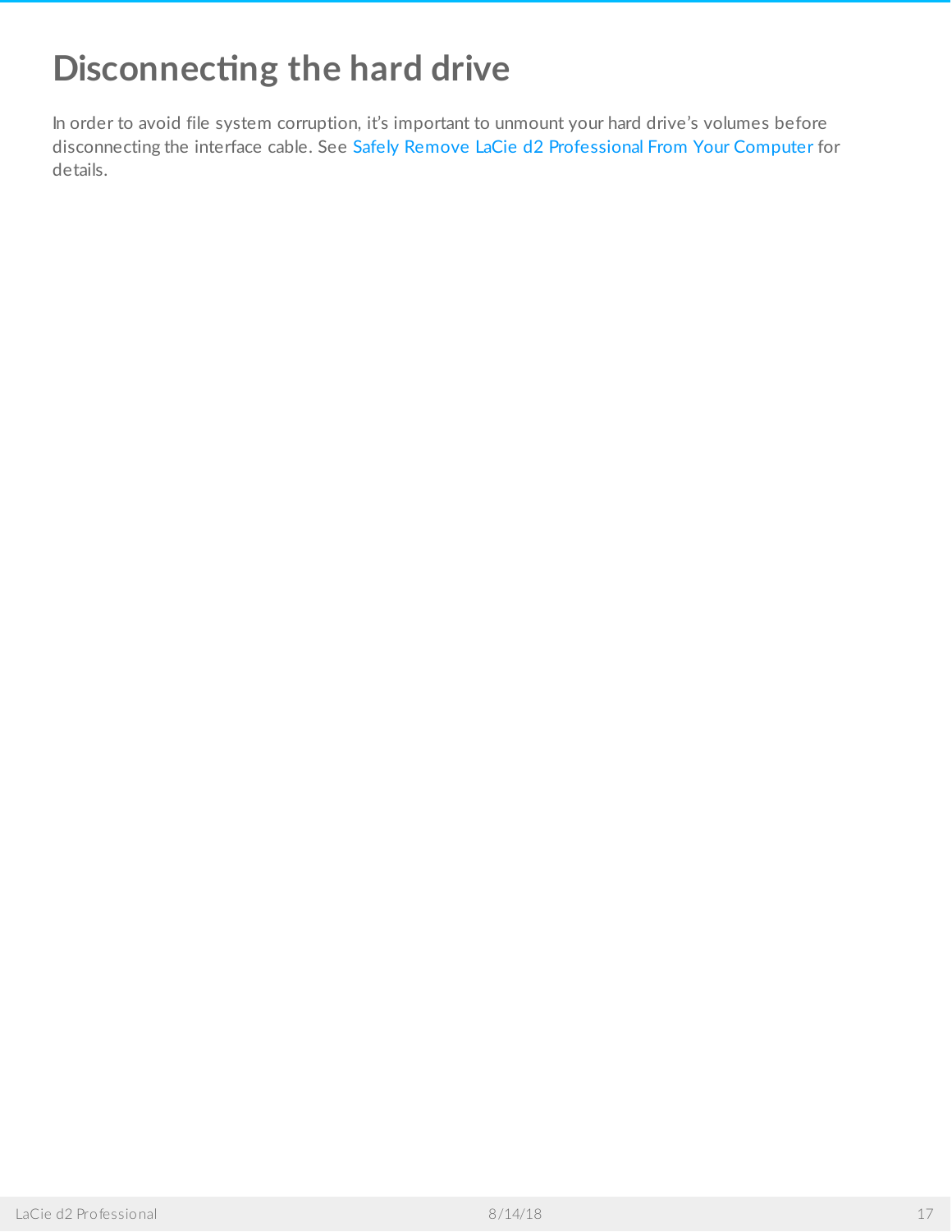# Disconnecting the hard drive

In order to avoid file system corruption, it's important to unmount your hard drive's volumes before disconnecting the interface cable. See Safely Remove LaCie d2 Professional From Your Computer for details.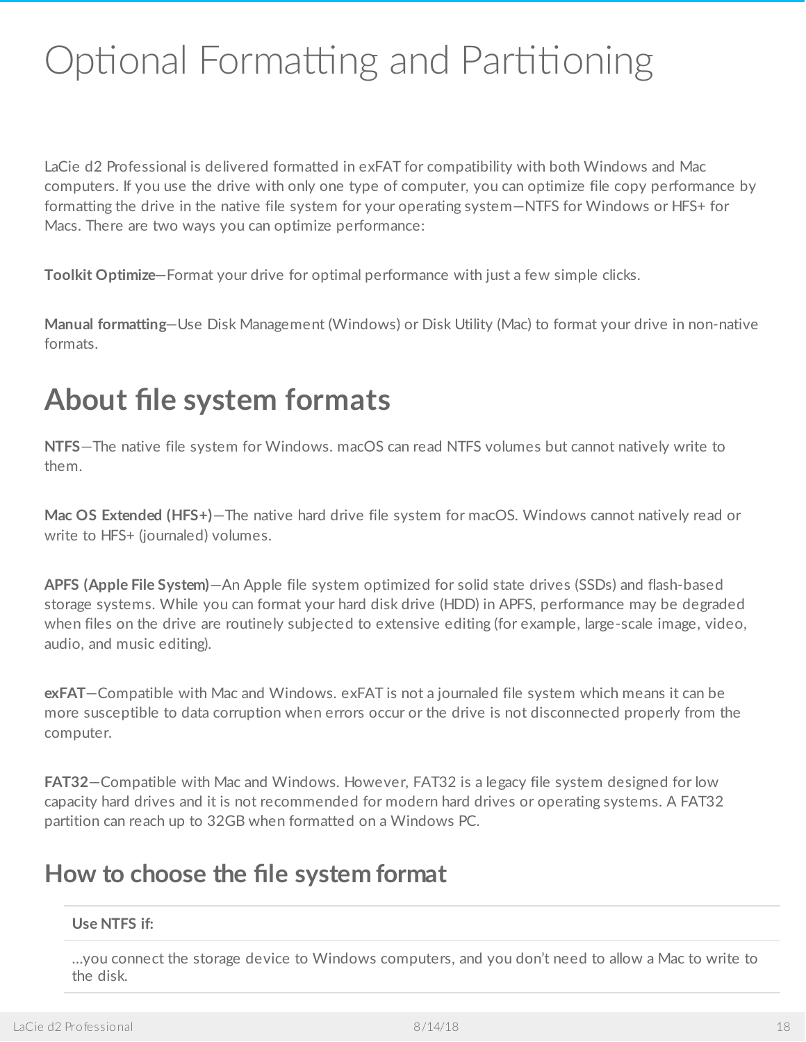# Optional Formatting and Partitioning

LaCie d2 Professional is delivered formatted in exFAT for compatibility with both Windows and Mac computers. If you use the drive with only one type of computer, you can optimize file copy performance by formatting the drive in the native file system for your operating system—NTFS for Windows or HFS+ for Macs. There are two ways you can optimize performance:

**Toolkit Optimize**—Format your drive for optimal performance with just a few simple clicks.

**Manual formatting**—Use Disk Management (Windows) or Disk Utility (Mac) to format your drive in non-native formats.

## About file system formats

**NTFS**—The native file system for Windows. macOS can read NTFS volumes but cannot natively write to them.

**Mac OS Extended (HFS+)**—The native hard drive file system for macOS. Windows cannot natively read or write to HFS+ (journaled) volumes.

**APFS (Apple File System)**—An Apple file system optimized for solid state drives (SSDs) and flash-based storage systems. While you can format your hard disk drive (HDD) in APFS, performance may be degraded when files on the drive are routinely subjected to extensive editing (for example, large-scale image, video, audio, and music editing).

**exFAT**—Compatible with Mac and Windows. exFAT is not a journaled file system which means it can be more susceptible to data corruption when errors occur or the drive is not disconnected properly from the computer.

**FAT32**—Compatible with Mac and Windows. However, FAT32 is a legacy file system designed for low capacity hard drives and it is not recommended for modern hard drives or operating systems. A FAT32 partition can reach up to 32GB when formatted on a Windows PC.

### How to choose the file system format

| Use NTFS if: |
| --- |
| ...you connect the storage device to Windows computers, and you don't need to allow a Mac to write to the disk. |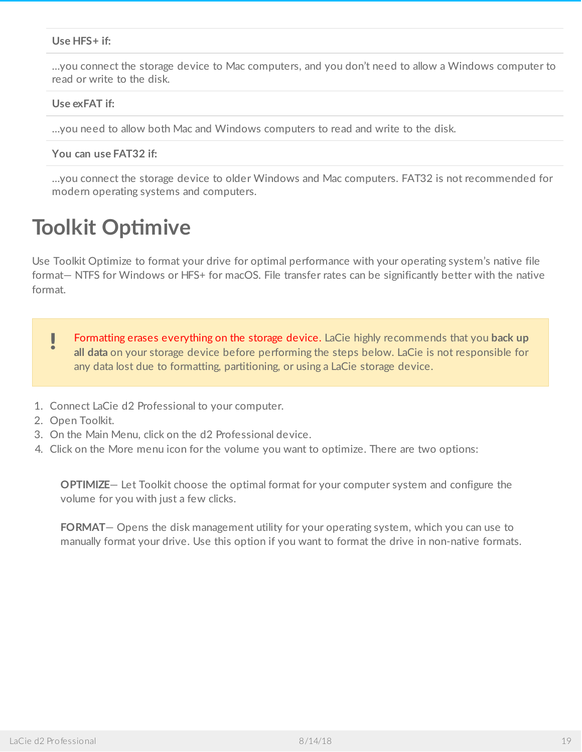| Use HFS+ if: |
| --- |
| ...you connect the storage device to Mac computers, and you don't need to allow a Windows computer to read or write to the disk. |
| **Use exFAT if:** |
| ...you need to allow both Mac and Windows computers to read and write to the disk. |
| **You can use FAT32 if:** |
| ...you connect the storage device to older Windows and Mac computers. FAT32 is not recommended for modern operating systems and computers. |

# Toolkit Optimive

Use Toolkit Optimize to format your drive for optimal performance with your operating system's native file format— NTFS for Windows or HFS+ for macOS. File transfer rates can be significantly better with the native format.

> **!** Formatting erases everything on the storage device. LaCie highly recommends that you **back up all data** on your storage device before performing the steps below. LaCie is not responsible for any data lost due to formatting, partitioning, or using a LaCie storage device.

1. Connect LaCie d2 Professional to your computer.
2. Open Toolkit.
3. On the Main Menu, click on the d2 Professional device.
4. Click on the More menu icon for the volume you want to optimize. There are two options:

   **OPTIMIZE**— Let Toolkit choose the optimal format for your computer system and configure the volume for you with just a few clicks.

   **FORMAT**— Opens the disk management utility for your operating system, which you can use to manually format your drive. Use this option if you want to format the drive in non-native formats.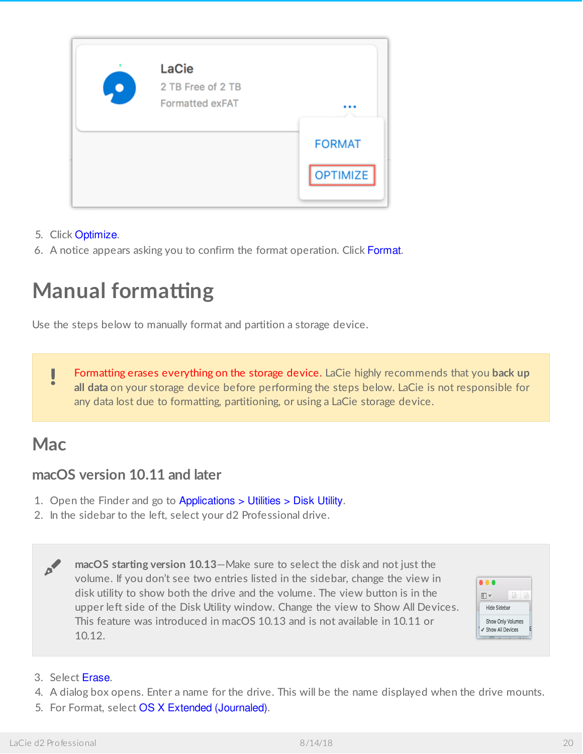5. Click Optimize.
6. A notice appears asking you to confirm the format operation. Click Format.

# Manual formatting

Use the steps below to manually format and partition a storage device.

> **!** Formatting erases everything on the storage device. LaCie highly recommends that you **back up all data** on your storage device before performing the steps below. LaCie is not responsible for any data lost due to formatting, partitioning, or using a LaCie storage device.

## Mac

### macOS version 10.11 and later

1. Open the Finder and go to Applications > Utilities > Disk Utility.
2. In the sidebar to the left, select your d2 Professional drive.

> **macOS starting version 10.13**—Make sure to select the disk and not just the volume. If you don't see two entries listed in the sidebar, change the view in disk utility to show both the drive and the volume. The view button is in the upper left side of the Disk Utility window. Change the view to Show All Devices. This feature was introduced in macOS 10.13 and is not available in 10.11 or 10.12.

3. Select Erase.
4. A dialog box opens. Enter a name for the drive. This will be the name displayed when the drive mounts.
5. For Format, select OS X Extended (Journaled).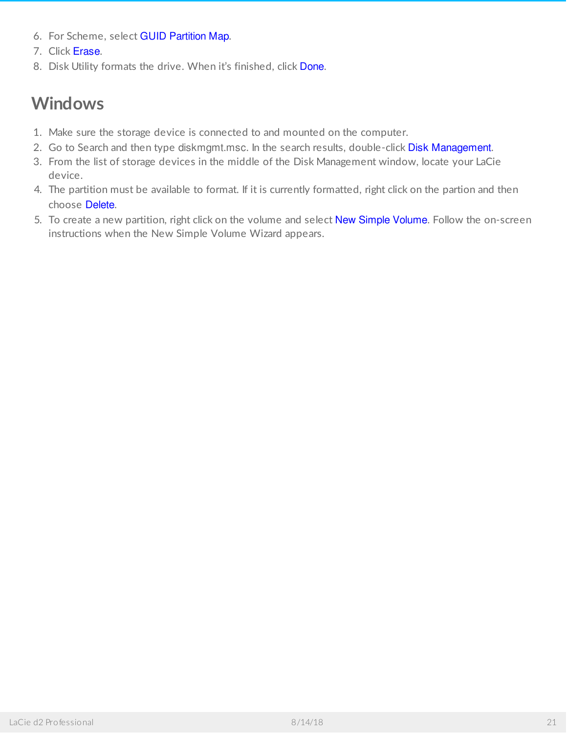6. For Scheme, select GUID Partition Map.
7. Click Erase.
8. Disk Utility formats the drive. When it's finished, click Done.

## Windows

1. Make sure the storage device is connected to and mounted on the computer.
2. Go to Search and then type diskmgmt.msc. In the search results, double-click Disk Management.
3. From the list of storage devices in the middle of the Disk Management window, locate your LaCie device.
4. The partition must be available to format. If it is currently formatted, right click on the partion and then choose Delete.
5. To create a new partition, right click on the volume and select New Simple Volume. Follow the on-screen instructions when the New Simple Volume Wizard appears.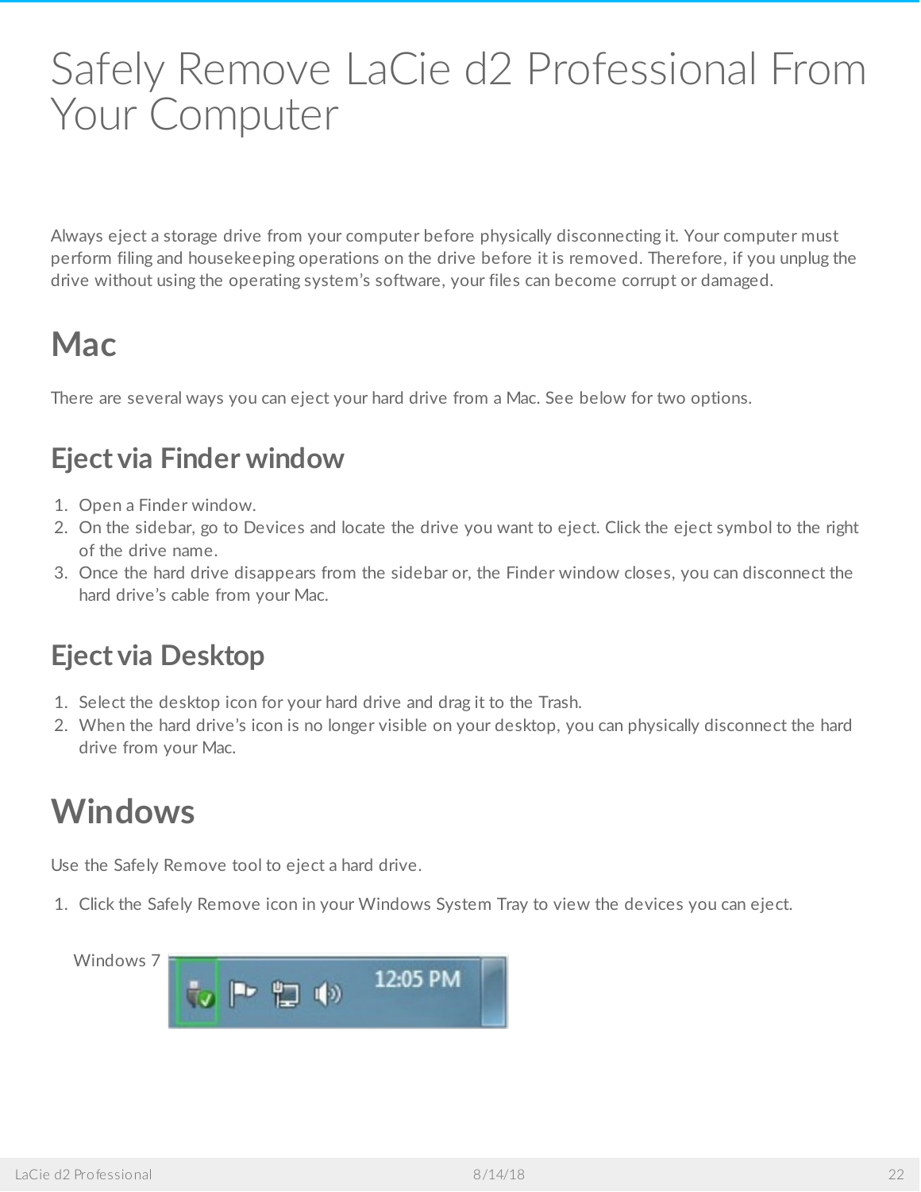# Safely Remove LaCie d2 Professional From Your Computer

Always eject a storage drive from your computer before physically disconnecting it. Your computer must perform filing and housekeeping operations on the drive before it is removed. Therefore, if you unplug the drive without using the operating system's software, your files can become corrupt or damaged.

## Mac

There are several ways you can eject your hard drive from a Mac. See below for two options.

### Eject via Finder window

1. Open a Finder window.
2. On the sidebar, go to Devices and locate the drive you want to eject. Click the eject symbol to the right of the drive name.
3. Once the hard drive disappears from the sidebar or, the Finder window closes, you can disconnect the hard drive's cable from your Mac.

### Eject via Desktop

1. Select the desktop icon for your hard drive and drag it to the Trash.
2. When the hard drive's icon is no longer visible on your desktop, you can physically disconnect the hard drive from your Mac.

## Windows

Use the Safely Remove tool to eject a hard drive.

1. Click the Safely Remove icon in your Windows System Tray to view the devices you can eject.

Windows 7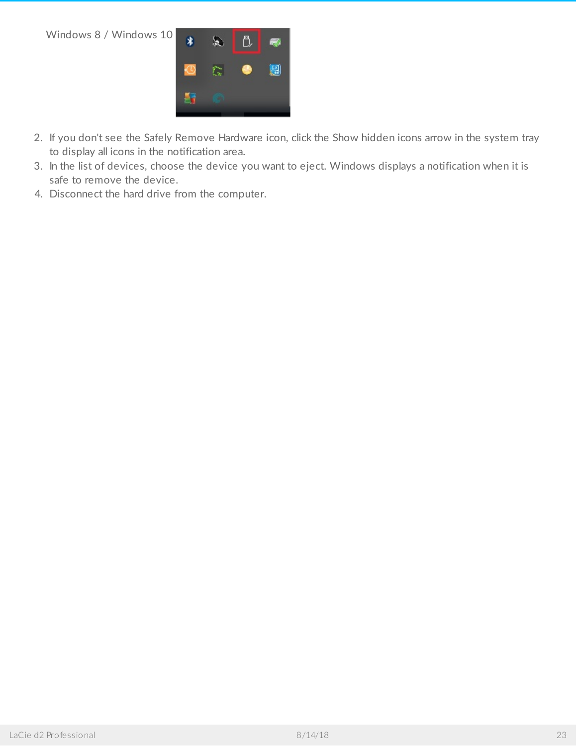Windows 8 / Windows 10

2. If you don't see the Safely Remove Hardware icon, click the Show hidden icons arrow in the system tray to display all icons in the notification area.
3. In the list of devices, choose the device you want to eject. Windows displays a notification when it is safe to remove the device.
4. Disconnect the hard drive from the computer.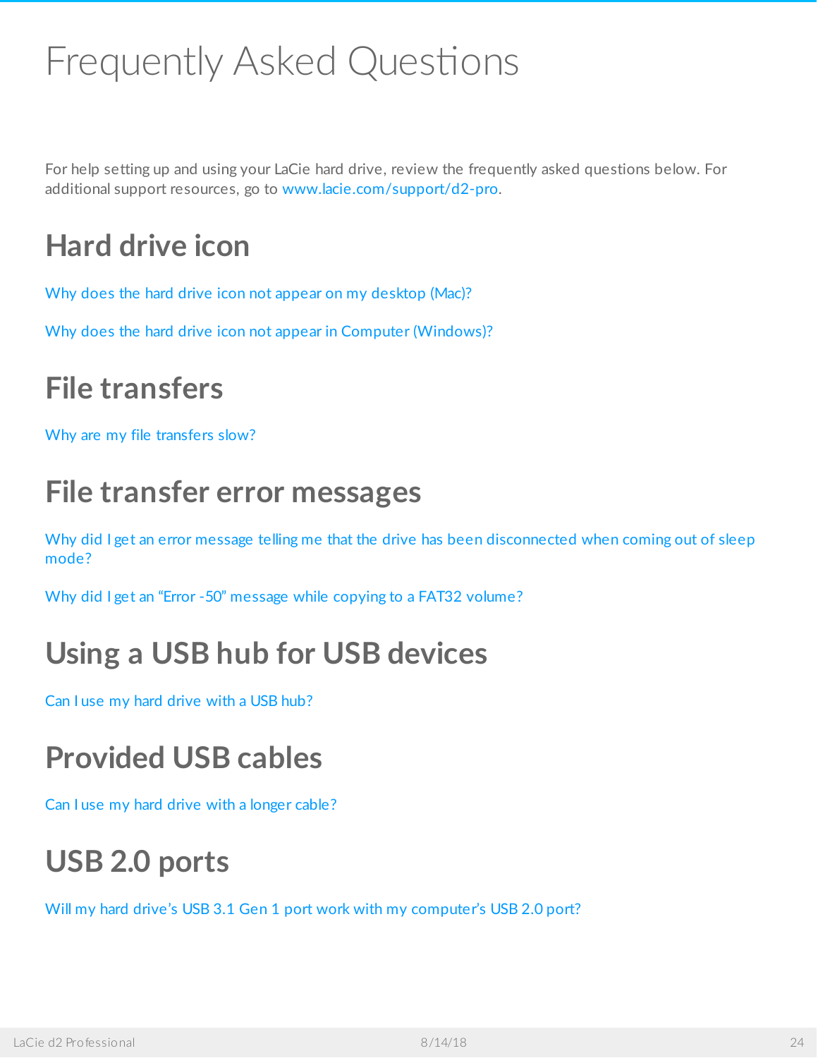# Frequently Asked Questions

For help setting up and using your LaCie hard drive, review the frequently asked questions below. For additional support resources, go to www.lacie.com/support/d2-pro.

## Hard drive icon

Why does the hard drive icon not appear on my desktop (Mac)?

Why does the hard drive icon not appear in Computer (Windows)?

## File transfers

Why are my file transfers slow?

## File transfer error messages

Why did I get an error message telling me that the drive has been disconnected when coming out of sleep mode?

Why did I get an "Error -50" message while copying to a FAT32 volume?

## Using a USB hub for USB devices

Can I use my hard drive with a USB hub?

## Provided USB cables

Can I use my hard drive with a longer cable?

## USB 2.0 ports

Will my hard drive's USB 3.1 Gen 1 port work with my computer's USB 2.0 port?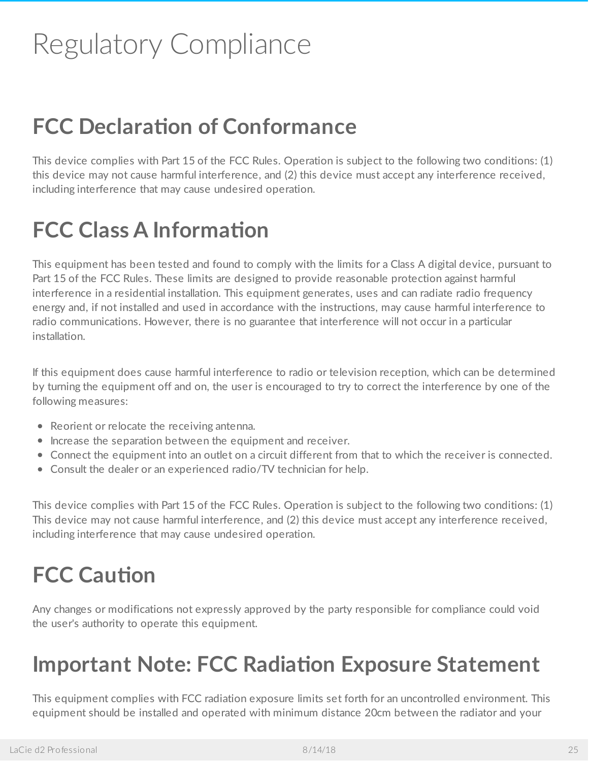# Regulatory Compliance

## FCC Declaration of Conformance

This device complies with Part 15 of the FCC Rules. Operation is subject to the following two conditions: (1) this device may not cause harmful interference, and (2) this device must accept any interference received, including interference that may cause undesired operation.

## FCC Class A Information

This equipment has been tested and found to comply with the limits for a Class A digital device, pursuant to Part 15 of the FCC Rules. These limits are designed to provide reasonable protection against harmful interference in a residential installation. This equipment generates, uses and can radiate radio frequency energy and, if not installed and used in accordance with the instructions, may cause harmful interference to radio communications. However, there is no guarantee that interference will not occur in a particular installation.

If this equipment does cause harmful interference to radio or television reception, which can be determined by turning the equipment off and on, the user is encouraged to try to correct the interference by one of the following measures:

- Reorient or relocate the receiving antenna.
- Increase the separation between the equipment and receiver.
- Connect the equipment into an outlet on a circuit different from that to which the receiver is connected.
- Consult the dealer or an experienced radio/TV technician for help.

This device complies with Part 15 of the FCC Rules. Operation is subject to the following two conditions: (1) This device may not cause harmful interference, and (2) this device must accept any interference received, including interference that may cause undesired operation.

## FCC Caution

Any changes or modifications not expressly approved by the party responsible for compliance could void the user's authority to operate this equipment.

## Important Note: FCC Radiation Exposure Statement

This equipment complies with FCC radiation exposure limits set forth for an uncontrolled environment. This equipment should be installed and operated with minimum distance 20cm between the radiator and your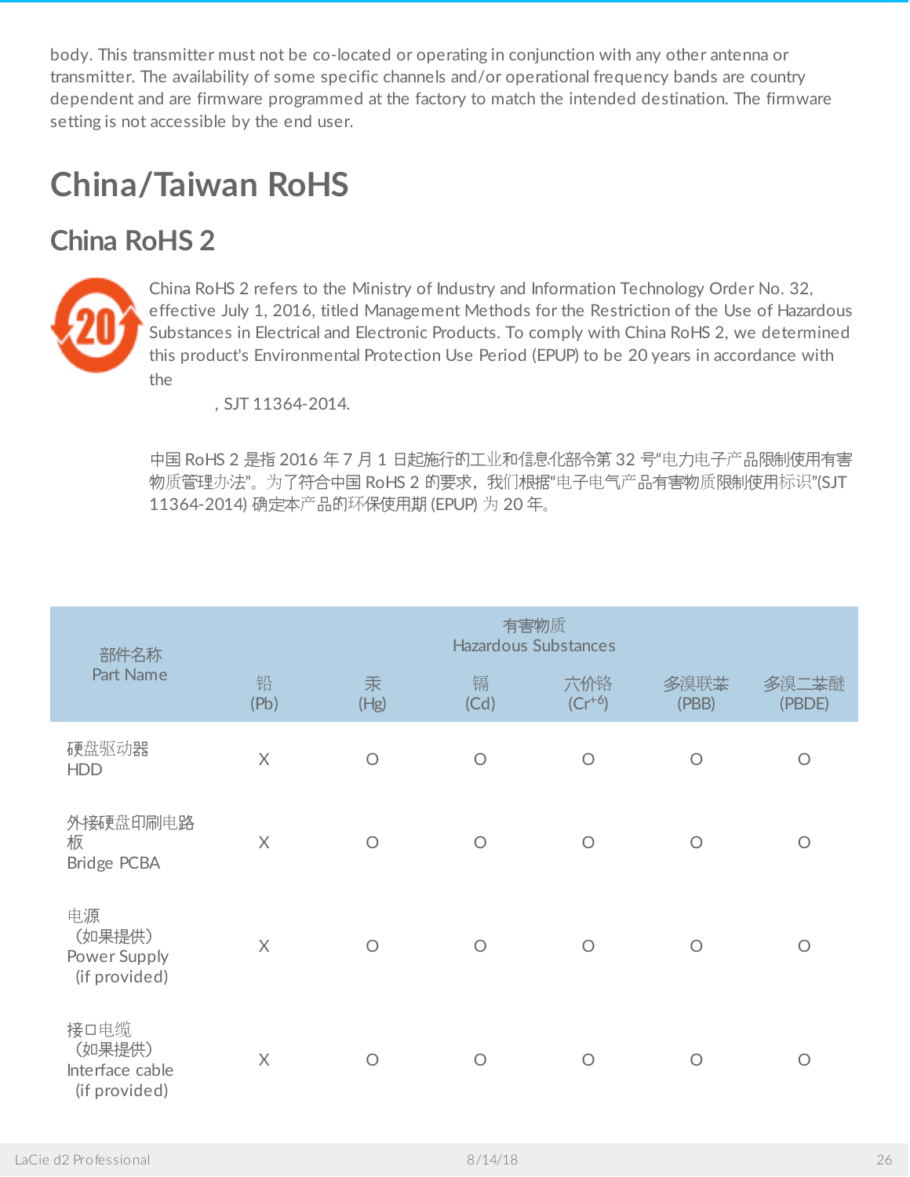body. This transmitter must not be co-located or operating in conjunction with any other antenna or transmitter. The availability of some specific channels and/or operational frequency bands are country dependent and are firmware programmed at the factory to match the intended destination. The firmware setting is not accessible by the end user.

# China/Taiwan RoHS

## China RoHS 2

China RoHS 2 refers to the Ministry of Industry and Information Technology Order No. 32, effective July 1, 2016, titled Management Methods for the Restriction of the Use of Hazardous Substances in Electrical and Electronic Products. To comply with China RoHS 2, we determined this product's Environmental Protection Use Period (EPUP) to be 20 years in accordance with the

, SJT 11364-2014.

中国 RoHS 2 是指 2016 年 7 月 1 日起施行的工业和信息化部令第 32 号"电力电子产品限制使用有害物质管理办法"。为了符合中国 RoHS 2 的要求，我们根据"电子电气产品有害物质限制使用标识"(SJT 11364-2014) 确定本产品的环保使用期 (EPUP) 为 20 年。

| 部件名称<br>Part Name | 有害物质<br>Hazardous Substances | | | | | |
|---|---|---|---|---|---|---|
| | 铅<br>(Pb) | 汞<br>(Hg) | 镉<br>(Cd) | 六价铬<br>($Cr^{+6}$) | 多溴联苯<br>(PBB) | 多溴二苯醚<br>(PBDE) |
| 硬盘驱动器<br>HDD | X | O | O | O | O | O |
| 外接硬盘印刷电路板<br>Bridge PCBA | X | O | O | O | O | O |
| 电源<br>(如果提供)<br>Power Supply<br>(if provided) | X | O | O | O | O | O |
| 接口电缆<br>(如果提供)<br>Interface cable<br>(if provided) | X | O | O | O | O | O |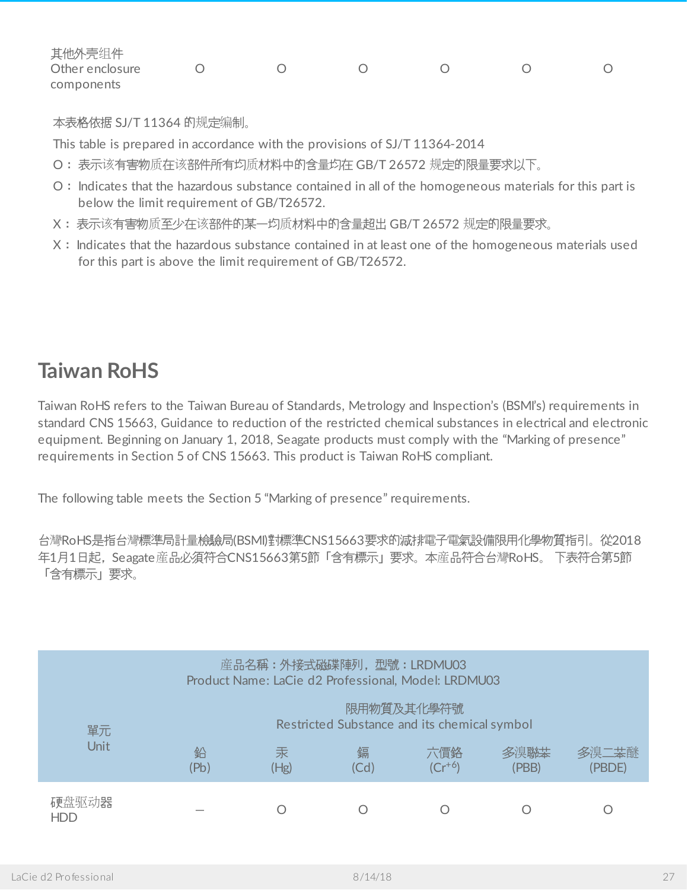| 其他外壳组件<br>Other enclosure components | O | O | O | O | O | O |
|---|---|---|---|---|---|---|

本表格依据 SJ/T 11364 的规定编制。

This table is prepared in accordance with the provisions of SJ/T 11364-2014

O： 表示该有害物质在该部件所有均质材料中的含量均在 GB/T 26572 规定的限量要求以下。

O： Indicates that the hazardous substance contained in all of the homogeneous materials for this part is below the limit requirement of GB/T26572.

X： 表示该有害物质至少在该部件的某一均质材料中的含量超出 GB/T 26572 规定的限量要求。

X： Indicates that the hazardous substance contained in at least one of the homogeneous materials used for this part is above the limit requirement of GB/T26572.

## Taiwan RoHS

Taiwan RoHS refers to the Taiwan Bureau of Standards, Metrology and Inspection's (BSMI's) requirements in standard CNS 15663, Guidance to reduction of the restricted chemical substances in electrical and electronic equipment. Beginning on January 1, 2018, Seagate products must comply with the "Marking of presence" requirements in Section 5 of CNS 15663. This product is Taiwan RoHS compliant.

The following table meets the Section 5 "Marking of presence" requirements.

台灣RoHS是指台灣標準局計量檢驗局(BSMI)對標準CNS15663要求的減排電子電氣設備限用化學物質指引。從2018年1月1日起，Seagate產品必須符合CNS15663第5節「含有標示」要求。本產品符合台灣RoHS。 下表符合第5節「含有標示」要求。

| 產品名稱：外接式磁碟陣列，型號：LRDMU03<br>Product Name: LaCie d2 Professional, Model: LRDMU03 | | | | | | |
|---|---|---|---|---|---|---|
| 單元<br>Unit | 限用物質及其化學符號<br>Restricted Substance and its chemical symbol | | | | | |
| | 鉛<br>(Pb) | 汞<br>(Hg) | 鎘<br>(Cd) | 六價鉻<br>($Cr^{+6}$) | 多溴聯苯<br>(PBB) | 多溴二苯醚<br>(PBDE) |
| 硬盘驱动器<br>HDD | — | O | O | O | O | O |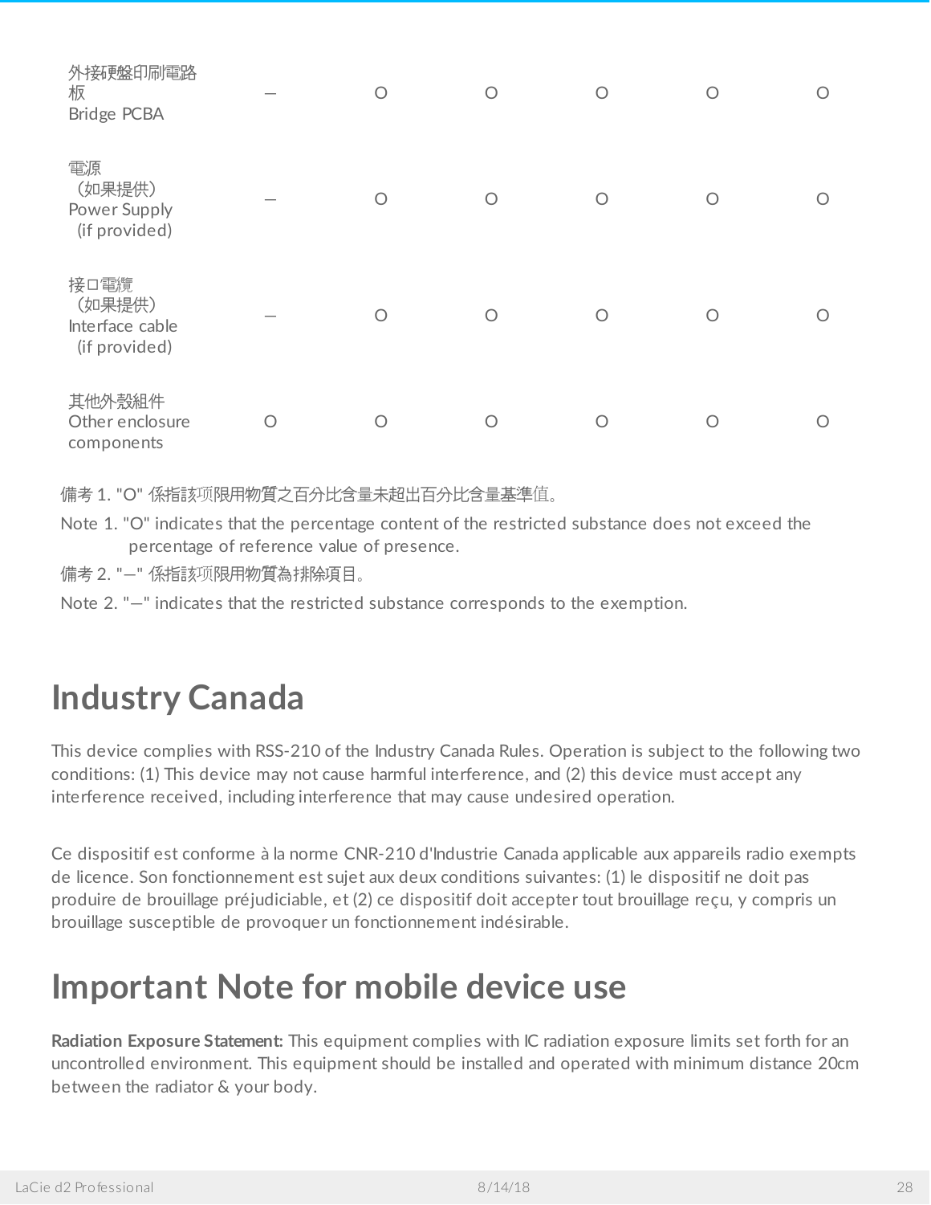| | | | | | | |
|---|---|---|---|---|---|---|
| 外接硬盤印刷電路板 Bridge PCBA | — | O | O | O | O | O |
| 電源 （如果提供） Power Supply (if provided) | — | O | O | O | O | O |
| 接口電纜 （如果提供） Interface cable (if provided) | — | O | O | O | O | O |
| 其他外殼組件 Other enclosure components | O | O | O | O | O | O |

備考 1. "O" 係指該项限用物質之百分比含量未超出百分比含量基準值。

Note 1. "O" indicates that the percentage content of the restricted substance does not exceed the percentage of reference value of presence.

備考 2. "—" 係指該项限用物質為排除項目。

Note 2. "—" indicates that the restricted substance corresponds to the exemption.

# Industry Canada

This device complies with RSS-210 of the Industry Canada Rules. Operation is subject to the following two conditions: (1) This device may not cause harmful interference, and (2) this device must accept any interference received, including interference that may cause undesired operation.

Ce dispositif est conforme à la norme CNR-210 d'Industrie Canada applicable aux appareils radio exempts de licence. Son fonctionnement est sujet aux deux conditions suivantes: (1) le dispositif ne doit pas produire de brouillage préjudiciable, et (2) ce dispositif doit accepter tout brouillage reçu, y compris un brouillage susceptible de provoquer un fonctionnement indésirable.

# Important Note for mobile device use

**Radiation Exposure Statement:** This equipment complies with IC radiation exposure limits set forth for an uncontrolled environment. This equipment should be installed and operated with minimum distance 20cm between the radiator & your body.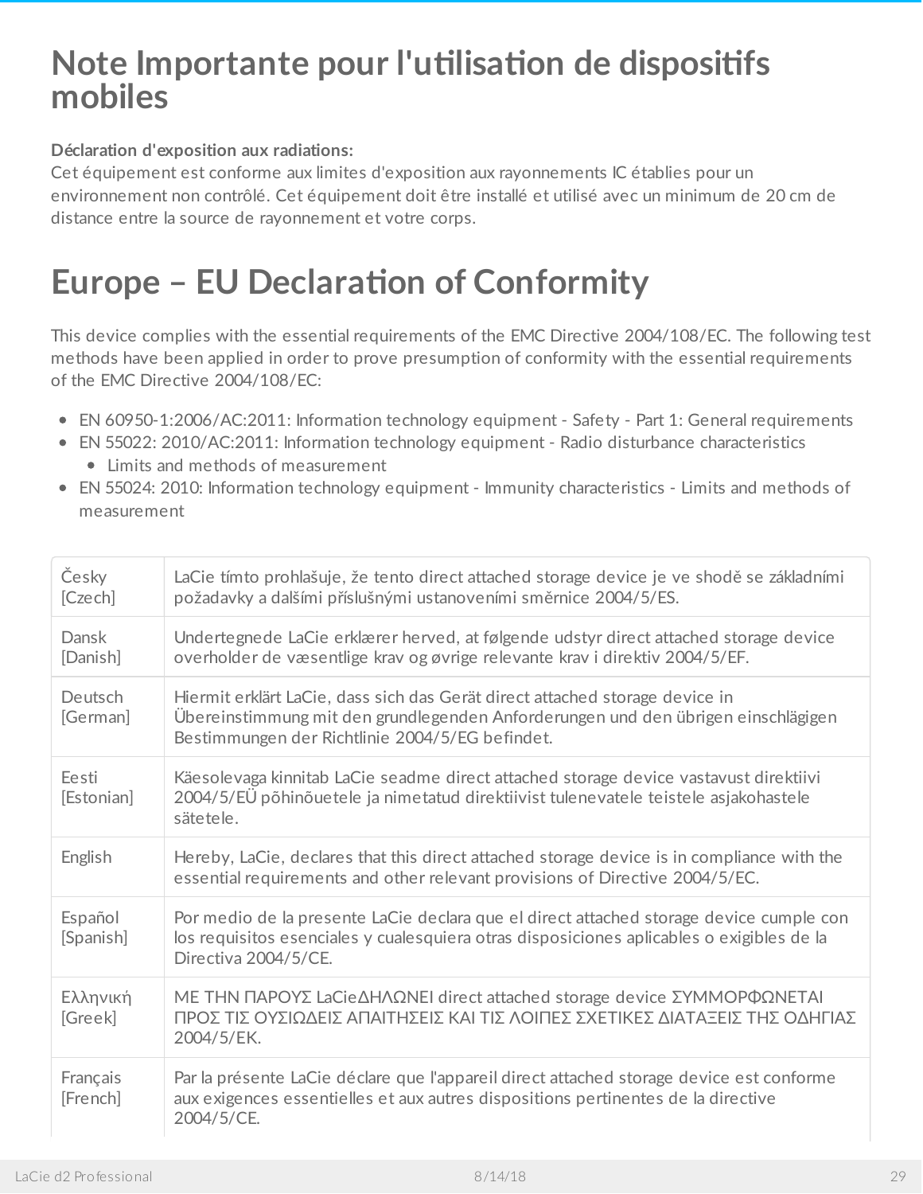# Note Importante pour l'utilisation de dispositifs mobiles

**Déclaration d'exposition aux radiations:**
Cet équipement est conforme aux limites d'exposition aux rayonnements IC établies pour un environnement non contrôlé. Cet équipement doit être installé et utilisé avec un minimum de 20 cm de distance entre la source de rayonnement et votre corps.

# Europe – EU Declaration of Conformity

This device complies with the essential requirements of the EMC Directive 2004/108/EC. The following test methods have been applied in order to prove presumption of conformity with the essential requirements of the EMC Directive 2004/108/EC:

- EN 60950-1:2006/AC:2011: Information technology equipment - Safety - Part 1: General requirements
- EN 55022: 2010/AC:2011: Information technology equipment - Radio disturbance characteristics
  - Limits and methods of measurement
- EN 55024: 2010: Information technology equipment - Immunity characteristics - Limits and methods of measurement

| | |
|---|---|
| Česky [Czech] | LaCie tímto prohlašuje, že tento direct attached storage device je ve shodě se základními požadavky a dalšími příslušnými ustanoveními směrnice 2004/5/ES. |
| Dansk [Danish] | Undertegnede LaCie erklærer herved, at følgende udstyr direct attached storage device overholder de væsentlige krav og øvrige relevante krav i direktiv 2004/5/EF. |
| Deutsch [German] | Hiermit erklärt LaCie, dass sich das Gerät direct attached storage device in Übereinstimmung mit den grundlegenden Anforderungen und den übrigen einschlägigen Bestimmungen der Richtlinie 2004/5/EG befindet. |
| Eesti [Estonian] | Käesolevaga kinnitab LaCie seadme direct attached storage device vastavust direktiivi 2004/5/EÜ põhinõuetele ja nimetatud direktiivist tulenevatele teistele asjakohastele sätetele. |
| English | Hereby, LaCie, declares that this direct attached storage device is in compliance with the essential requirements and other relevant provisions of Directive 2004/5/EC. |
| Español [Spanish] | Por medio de la presente LaCie declara que el direct attached storage device cumple con los requisitos esenciales y cualesquiera otras disposiciones aplicables o exigibles de la Directiva 2004/5/CE. |
| Ελληνική [Greek] | ΜΕ ΤΗΝ ΠΑΡΟΥΣ LaCieΔΗΛΩΝΕΙ direct attached storage device ΣΥΜΜΟΡΦΩΝΕΤΑΙ ΠΡΟΣ ΤΙΣ ΟΥΣΙΩΔΕΙΣ ΑΠΑΙΤΗΣΕΙΣ ΚΑΙ ΤΙΣ ΛΟΙΠΕΣ ΣΧΕΤΙΚΕΣ ΔΙΑΤΑΞΕΙΣ ΤΗΣ ΟΔΗΓΙΑΣ 2004/5/ΕΚ. |
| Français [French] | Par la présente LaCie déclare que l'appareil direct attached storage device est conforme aux exigences essentielles et aux autres dispositions pertinentes de la directive 2004/5/CE. |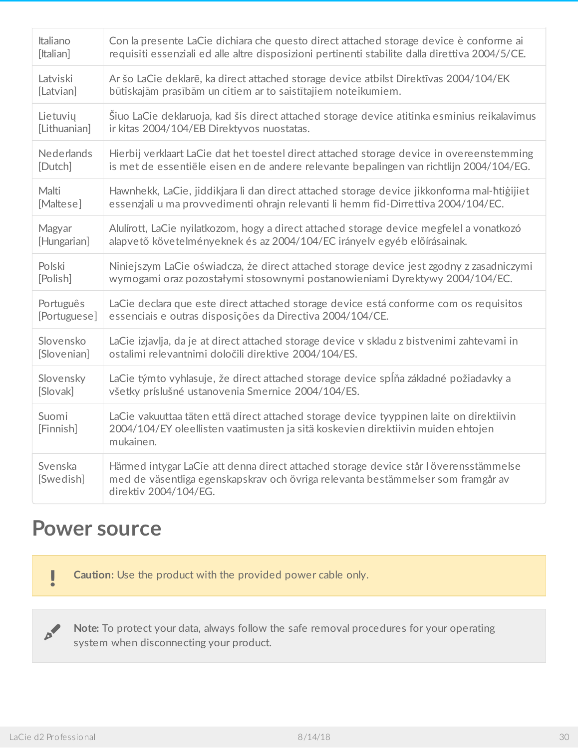| | |
|---|---|
| Italiano [Italian] | Con la presente LaCie dichiara che questo direct attached storage device è conforme ai requisiti essenziali ed alle altre disposizioni pertinenti stabilite dalla direttiva 2004/5/CE. |
| Latviski [Latvian] | Ar šo LaCie deklarē, ka direct attached storage device atbilst Direktīvas 2004/104/EK būtiskajām prasībām un citiem ar to saistītajiem noteikumiem. |
| Lietuvių [Lithuanian] | Šiuo LaCie deklaruoja, kad šis direct attached storage device atitinka esminius reikalavimus ir kitas 2004/104/EB Direktyvos nuostatas. |
| Nederlands [Dutch] | Hierbij verklaart LaCie dat het toestel direct attached storage device in overeenstemming is met de essentiële eisen en de andere relevante bepalingen van richtlijn 2004/104/EG. |
| Malti [Maltese] | Hawnhekk, LaCie, jiddikjara li dan direct attached storage device jikkonforma mal-ħtiġijiet essenzjali u ma provvedimenti oħrajn relevanti li hemm fid-Dirrettiva 2004/104/EC. |
| Magyar [Hungarian] | Alulírott, LaCie nyilatkozom, hogy a direct attached storage device megfelel a vonatkozó alapvetõ követelményeknek és az 2004/104/EC irányelv egyéb elõírásainak. |
| Polski [Polish] | Niniejszym LaCie oświadcza, że direct attached storage device jest zgodny z zasadniczymi wymogami oraz pozostałymi stosownymi postanowieniami Dyrektywy 2004/104/EC. |
| Português [Portuguese] | LaCie declara que este direct attached storage device está conforme com os requisitos essenciais e outras disposições da Directiva 2004/104/CE. |
| Slovensko [Slovenian] | LaCie izjavlja, da je at direct attached storage device v skladu z bistvenimi zahtevami in ostalimi relevantnimi določili direktive 2004/104/ES. |
| Slovensky [Slovak] | LaCie týmto vyhlasuje, že direct attached storage device spĺňa základné požiadavky a všetky príslušné ustanovenia Smernice 2004/104/ES. |
| Suomi [Finnish] | LaCie vakuuttaa täten että direct attached storage device tyyppinen laite on direktiivin 2004/104/EY oleellisten vaatimusten ja sitä koskevien direktiivin muiden ehtojen mukainen. |
| Svenska [Swedish] | Härmed intygar LaCie att denna direct attached storage device står I överensstämmelse med de väsentliga egenskapskrav och övriga relevanta bestämmelser som framgår av direktiv 2004/104/EG. |

# Power source

**Caution:** Use the product with the provided power cable only.

**Note:** To protect your data, always follow the safe removal procedures for your operating system when disconnecting your product.